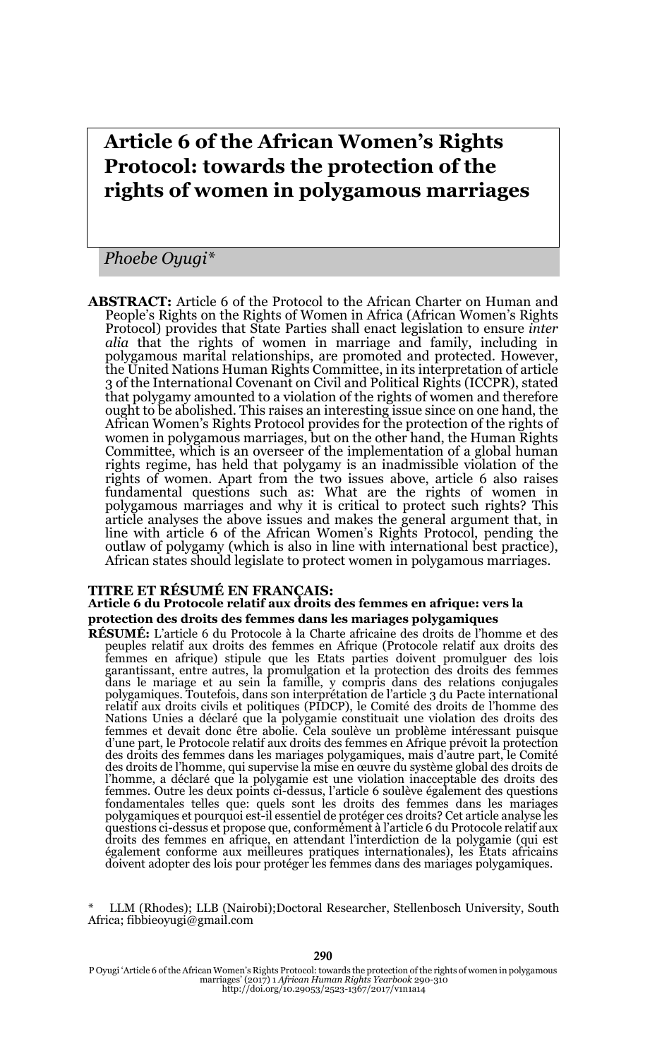# Article 6 of the African Women's Rights Protocol: towards the protection of the rights of women in polygamous marriages

*Phoebe Oyugi\**

**ABSTRACT:** Article 6 of the Protocol to the African Charter on Human and People's Rights on the Rights of Women in Africa (African Women's Rights Protocol) provides that State Parties shall enact legislation to ensure *inter alia* that the rights of women in marriage and family, including in polygamous marital relationships, are promoted and protected. However, the United Nations Human Rights Committee, in its interpretation of article 3 of the International Covenant on Civil and Political Rights (ICCPR), stated that polygamy amounted to a violation of the rights of women and therefore ought to be abolished. This raises an interesting issue since on one hand, the African Women's Rights Protocol provides for the protection of the rights of women in polygamous marriages, but on the other hand, the Human Rights Committee, which is an overseer of the implementation of a global human rights regime, has held that polygamy is an inadmissible violation of the rights of women. Apart from the two issues above, article 6 also raises fundamental questions such as: What are the rights of women in polygamous marriages and why it is critical to protect such rights? This article analyses the above issues and makes the general argument that, in line with article 6 of the African Women's Rights Protocol, pending the outlaw of polygamy (which is also in line with international best practice), African states should legislate to protect women in polygamous marriages.

**TITRE ET RÉSUMÉ EN FRANÇAIS:**
**Article 6 du Protocole relatif aux droits des femmes en afrique: vers la protection des droits des femmes dans les mariages polygamiques**

**RÉSUMÉ:** L'article 6 du Protocole à la Charte africaine des droits de l'homme et des peuples relatif aux droits des femmes en Afrique (Protocole relatif aux droits des femmes en afrique) stipule que les Etats parties doivent promulguer des lois garantissant, entre autres, la promulgation et la protection des droits des femmes dans le mariage et au sein la famille, y compris dans des relations conjugales polygamiques. Toutefois, dans son interprétation de l'article 3 du Pacte international relatif aux droits civils et politiques (PIDCP), le Comité des droits de l'homme des Nations Unies a déclaré que la polygamie constituait une violation des droits des femmes et devait donc être abolie. Cela soulève un problème intéressant puisque d'une part, le Protocole relatif aux droits des femmes en Afrique prévoit la protection des droits des femmes dans les mariages polygamiques, mais d'autre part, le Comité des droits de l'homme, qui supervise la mise en œuvre du système global des droits de l'homme, a déclaré que la polygamie est une violation inacceptable des droits des femmes. Outre les deux points ci-dessus, l'article 6 soulève également des questions fondamentales telles que: quels sont les droits des femmes dans les mariages polygamiques et pourquoi est-il essentiel de protéger ces droits? Cet article analyse les questions ci-dessus et propose que, conformément à l'article 6 du Protocole relatif aux droits des femmes en afrique, en attendant l'interdiction de la polygamie (qui est également conforme aux meilleures pratiques internationales), les Etats africains doivent adopter des lois pour protéger les femmes dans des mariages polygamiques.

\* LLM (Rhodes); LLB (Nairobi);Doctoral Researcher, Stellenbosch University, South Africa; fibbieoyugi@gmail.com

P Oyugi 'Article 6 of the African Women's Rights Protocol: towards the protection of the rights of women in polygamous marriages' (2017) 1 *African Human Rights Yearbook* 290-310
http://doi.org/10.29053/2523-1367/2017/v1n1a14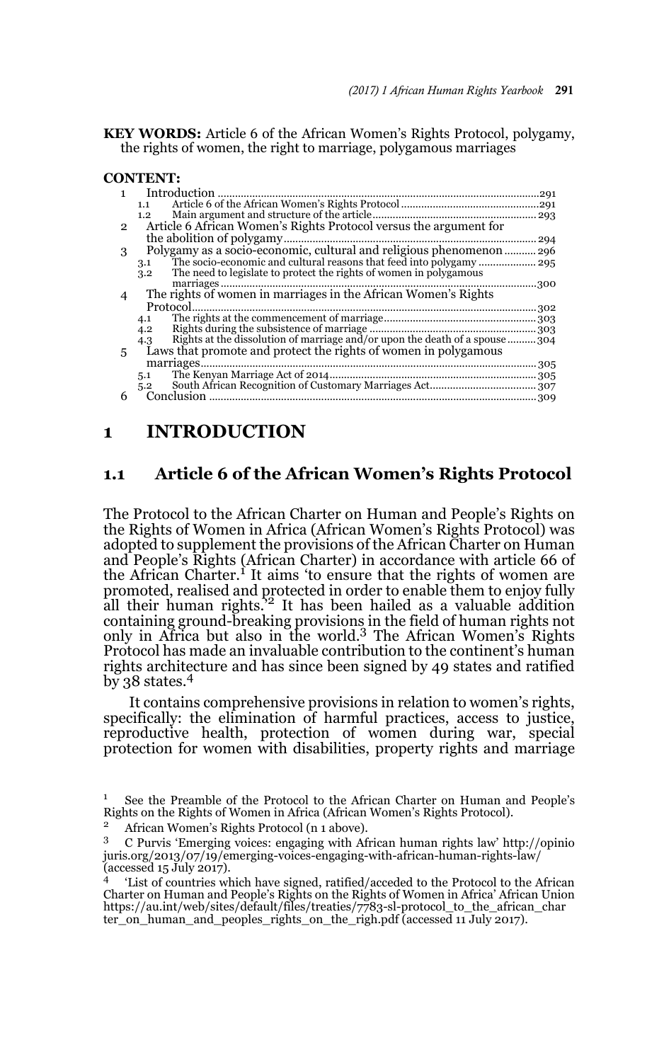**KEY WORDS:** Article 6 of the African Women's Rights Protocol, polygamy, the rights of women, the right to marriage, polygamous marriages

**CONTENT:**

1 Introduction ....................................................................................................291
  1.1 Article 6 of the African Women's Rights Protocol ..............................................291
  1.2 Main argument and structure of the article......................................................293
2 Article 6 African Women's Rights Protocol versus the argument for the abolition of polygamy..............................................................................294
3 Polygamy as a socio-economic, cultural and religious phenomenon ........... 296
  3.1 The socio-economic and cultural reasons that feed into polygamy ................... 295
  3.2 The need to legislate to protect the rights of women in polygamous marriages ..............................................................................................300
4 The rights of women in marriages in the African Women's Rights Protocol.......................................................................................................302
  4.1 The rights at the commencement of marriage..................................................303
  4.2 Rights during the subsistence of marriage .......................................................303
  4.3 Rights at the dissolution of marriage and/or upon the death of a spouse ..........304
5 Laws that promote and protect the rights of women in polygamous marriages..........................................................................................................305
  5.1 The Kenyan Marriage Act of 2014........................................................................305
  5.2 South African Recognition of Customary Marriages Act.....................................307
6 Conclusion ..........................................................................................................309

# 1 INTRODUCTION

## 1.1 Article 6 of the African Women's Rights Protocol

The Protocol to the African Charter on Human and People's Rights on the Rights of Women in Africa (African Women's Rights Protocol) was adopted to supplement the provisions of the African Charter on Human and People's Rights (African Charter) in accordance with article 66 of the African Charter.[1] It aims 'to ensure that the rights of women are promoted, realised and protected in order to enable them to enjoy fully all their human rights.'[2] It has been hailed as a valuable addition containing ground-breaking provisions in the field of human rights not only in Africa but also in the world.[3] The African Women's Rights Protocol has made an invaluable contribution to the continent's human rights architecture and has since been signed by 49 states and ratified by 38 states.[4]

It contains comprehensive provisions in relation to women's rights, specifically: the elimination of harmful practices, access to justice, reproductive health, protection of women during war, special protection for women with disabilities, property rights and marriage

---

1 See the Preamble of the Protocol to the African Charter on Human and People's Rights on the Rights of Women in Africa (African Women's Rights Protocol).

2 African Women's Rights Protocol (n 1 above).

3 C Purvis 'Emerging voices: engaging with African human rights law' http://opiniojuris.org/2013/07/19/emerging-voices-engaging-with-african-human-rights-law/ (accessed 15 July 2017).

4 'List of countries which have signed, ratified/acceded to the Protocol to the African Charter on Human and People's Rights on the Rights of Women in Africa' African Union https://au.int/web/sites/default/files/treaties/7783-sl-protocol_to_the_african_charter_on_human_and_peoples_rights_on_the_righ.pdf (accessed 11 July 2017).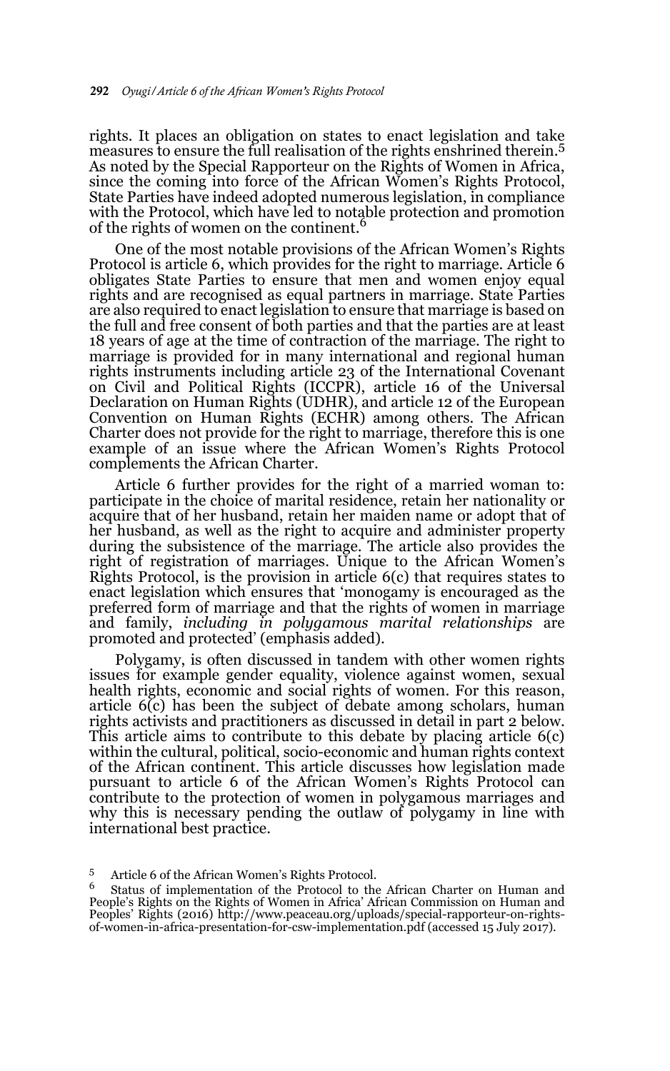rights. It places an obligation on states to enact legislation and take measures to ensure the full realisation of the rights enshrined therein.[5] As noted by the Special Rapporteur on the Rights of Women in Africa, since the coming into force of the African Women's Rights Protocol, State Parties have indeed adopted numerous legislation, in compliance with the Protocol, which have led to notable protection and promotion of the rights of women on the continent.[6]

One of the most notable provisions of the African Women's Rights Protocol is article 6, which provides for the right to marriage. Article 6 obligates State Parties to ensure that men and women enjoy equal rights and are recognised as equal partners in marriage. State Parties are also required to enact legislation to ensure that marriage is based on the full and free consent of both parties and that the parties are at least 18 years of age at the time of contraction of the marriage. The right to marriage is provided for in many international and regional human rights instruments including article 23 of the International Covenant on Civil and Political Rights (ICCPR), article 16 of the Universal Declaration on Human Rights (UDHR), and article 12 of the European Convention on Human Rights (ECHR) among others. The African Charter does not provide for the right to marriage, therefore this is one example of an issue where the African Women's Rights Protocol complements the African Charter.

Article 6 further provides for the right of a married woman to: participate in the choice of marital residence, retain her nationality or acquire that of her husband, retain her maiden name or adopt that of her husband, as well as the right to acquire and administer property during the subsistence of the marriage. The article also provides the right of registration of marriages. Unique to the African Women's Rights Protocol, is the provision in article 6(c) that requires states to enact legislation which ensures that 'monogamy is encouraged as the preferred form of marriage and that the rights of women in marriage and family, *including in polygamous marital relationships* are promoted and protected' (emphasis added).

Polygamy, is often discussed in tandem with other women rights issues for example gender equality, violence against women, sexual health rights, economic and social rights of women. For this reason, article 6(c) has been the subject of debate among scholars, human rights activists and practitioners as discussed in detail in part 2 below. This article aims to contribute to this debate by placing article 6(c) within the cultural, political, socio-economic and human rights context of the African continent. This article discusses how legislation made pursuant to article 6 of the African Women's Rights Protocol can contribute to the protection of women in polygamous marriages and why this is necessary pending the outlaw of polygamy in line with international best practice.

[5] Article 6 of the African Women's Rights Protocol.

[6] Status of implementation of the Protocol to the African Charter on Human and People's Rights on the Rights of Women in Africa' African Commission on Human and Peoples' Rights (2016) http://www.peaceau.org/uploads/special-rapporteur-on-rights-of-women-in-africa-presentation-for-csw-implementation.pdf (accessed 15 July 2017).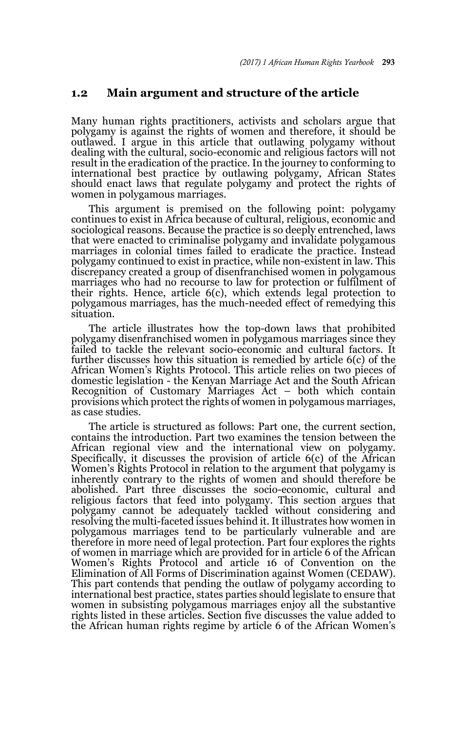## 1.2 Main argument and structure of the article

Many human rights practitioners, activists and scholars argue that polygamy is against the rights of women and therefore, it should be outlawed. I argue in this article that outlawing polygamy without dealing with the cultural, socio-economic and religious factors will not result in the eradication of the practice. In the journey to conforming to international best practice by outlawing polygamy, African States should enact laws that regulate polygamy and protect the rights of women in polygamous marriages.

This argument is premised on the following point: polygamy continues to exist in Africa because of cultural, religious, economic and sociological reasons. Because the practice is so deeply entrenched, laws that were enacted to criminalise polygamy and invalidate polygamous marriages in colonial times failed to eradicate the practice. Instead polygamy continued to exist in practice, while non-existent in law. This discrepancy created a group of disenfranchised women in polygamous marriages who had no recourse to law for protection or fulfilment of their rights. Hence, article 6(c), which extends legal protection to polygamous marriages, has the much-needed effect of remedying this situation.

The article illustrates how the top-down laws that prohibited polygamy disenfranchised women in polygamous marriages since they failed to tackle the relevant socio-economic and cultural factors. It further discusses how this situation is remedied by article 6(c) of the African Women's Rights Protocol. This article relies on two pieces of domestic legislation - the Kenyan Marriage Act and the South African Recognition of Customary Marriages Act – both which contain provisions which protect the rights of women in polygamous marriages, as case studies.

The article is structured as follows: Part one, the current section, contains the introduction. Part two examines the tension between the African regional view and the international view on polygamy. Specifically, it discusses the provision of article 6(c) of the African Women's Rights Protocol in relation to the argument that polygamy is inherently contrary to the rights of women and should therefore be abolished. Part three discusses the socio-economic, cultural and religious factors that feed into polygamy. This section argues that polygamy cannot be adequately tackled without considering and resolving the multi-faceted issues behind it. It illustrates how women in polygamous marriages tend to be particularly vulnerable and are therefore in more need of legal protection. Part four explores the rights of women in marriage which are provided for in article 6 of the African Women's Rights Protocol and article 16 of Convention on the Elimination of All Forms of Discrimination against Women (CEDAW). This part contends that pending the outlaw of polygamy according to international best practice, states parties should legislate to ensure that women in subsisting polygamous marriages enjoy all the substantive rights listed in these articles. Section five discusses the value added to the African human rights regime by article 6 of the African Women's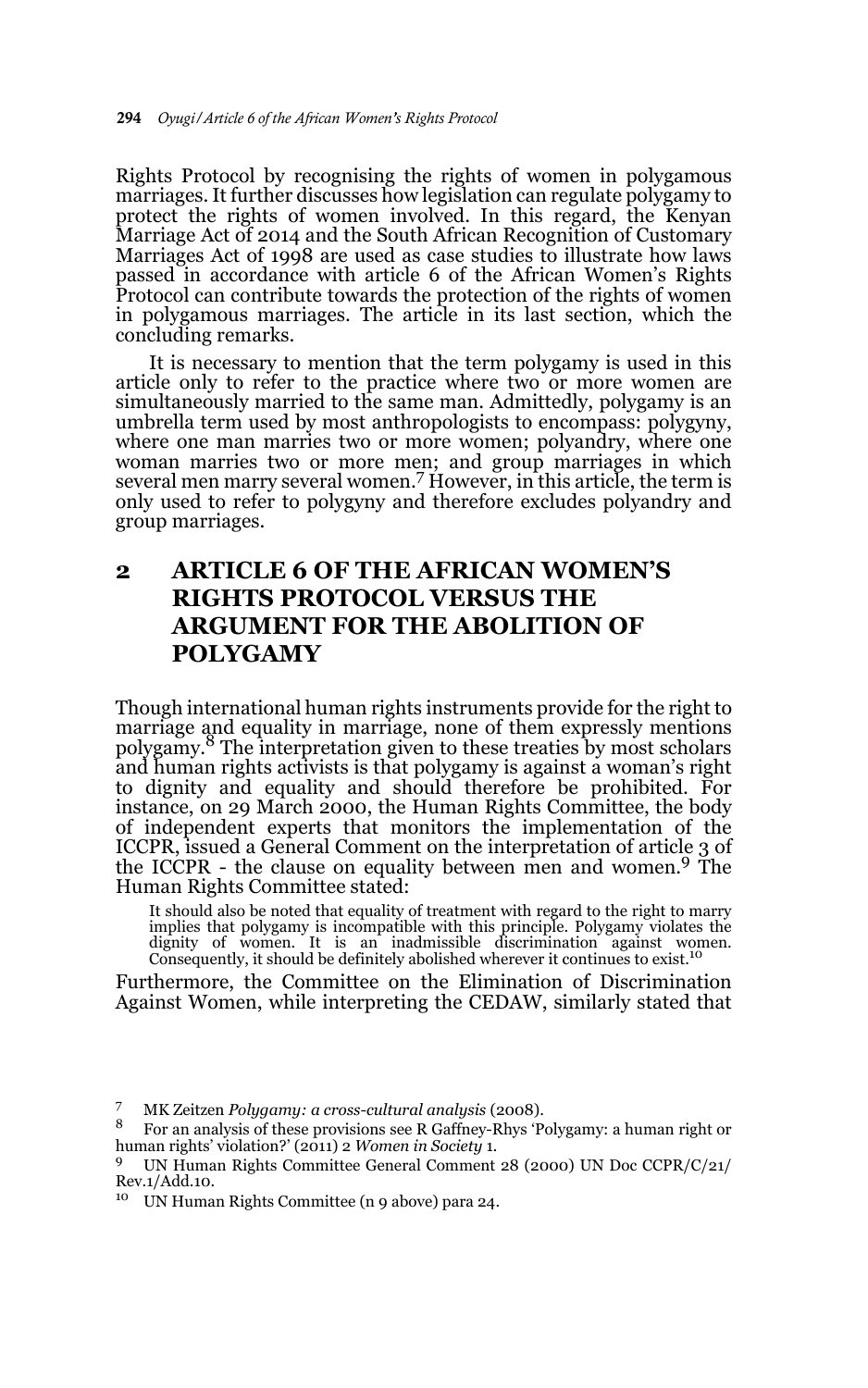Rights Protocol by recognising the rights of women in polygamous marriages. It further discusses how legislation can regulate polygamy to protect the rights of women involved. In this regard, the Kenyan Marriage Act of 2014 and the South African Recognition of Customary Marriages Act of 1998 are used as case studies to illustrate how laws passed in accordance with article 6 of the African Women's Rights Protocol can contribute towards the protection of the rights of women in polygamous marriages. The article in its last section, which the concluding remarks.

It is necessary to mention that the term polygamy is used in this article only to refer to the practice where two or more women are simultaneously married to the same man. Admittedly, polygamy is an umbrella term used by most anthropologists to encompass: polygyny, where one man marries two or more women; polyandry, where one woman marries two or more men; and group marriages in which several men marry several women.[7] However, in this article, the term is only used to refer to polygyny and therefore excludes polyandry and group marriages.

## 2 ARTICLE 6 OF THE AFRICAN WOMEN'S RIGHTS PROTOCOL VERSUS THE ARGUMENT FOR THE ABOLITION OF POLYGAMY

Though international human rights instruments provide for the right to marriage and equality in marriage, none of them expressly mentions polygamy.[8] The interpretation given to these treaties by most scholars and human rights activists is that polygamy is against a woman's right to dignity and equality and should therefore be prohibited. For instance, on 29 March 2000, the Human Rights Committee, the body of independent experts that monitors the implementation of the ICCPR, issued a General Comment on the interpretation of article 3 of the ICCPR - the clause on equality between men and women.[9] The Human Rights Committee stated:

> It should also be noted that equality of treatment with regard to the right to marry implies that polygamy is incompatible with this principle. Polygamy violates the dignity of women. It is an inadmissible discrimination against women. Consequently, it should be definitely abolished wherever it continues to exist.[10]

Furthermore, the Committee on the Elimination of Discrimination Against Women, while interpreting the CEDAW, similarly stated that

---

[7] MK Zeitzen *Polygamy: a cross-cultural analysis* (2008).

[8] For an analysis of these provisions see R Gaffney-Rhys 'Polygamy: a human right or human rights' violation?' (2011) 2 *Women in Society* 1.

[9] UN Human Rights Committee General Comment 28 (2000) UN Doc CCPR/C/21/Rev.1/Add.10.

[10] UN Human Rights Committee (n 9 above) para 24.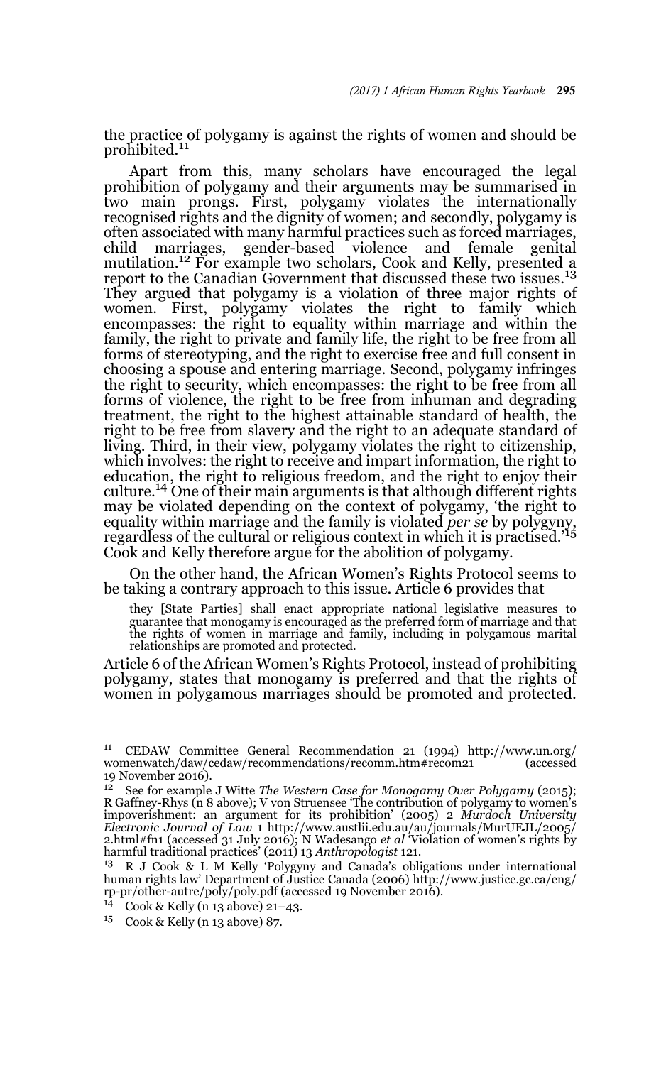the practice of polygamy is against the rights of women and should be prohibited.[11]

Apart from this, many scholars have encouraged the legal prohibition of polygamy and their arguments may be summarised in two main prongs. First, polygamy violates the internationally recognised rights and the dignity of women; and secondly, polygamy is often associated with many harmful practices such as forced marriages, child marriages, gender-based violence and female genital mutilation.[12] For example two scholars, Cook and Kelly, presented a report to the Canadian Government that discussed these two issues.[13] They argued that polygamy is a violation of three major rights of women. First, polygamy violates the right to family which encompasses: the right to equality within marriage and within the family, the right to private and family life, the right to be free from all forms of stereotyping, and the right to exercise free and full consent in choosing a spouse and entering marriage. Second, polygamy infringes the right to security, which encompasses: the right to be free from all forms of violence, the right to be free from inhuman and degrading treatment, the right to the highest attainable standard of health, the right to be free from slavery and the right to an adequate standard of living. Third, in their view, polygamy violates the right to citizenship, which involves: the right to receive and impart information, the right to education, the right to religious freedom, and the right to enjoy their culture.[14] One of their main arguments is that although different rights may be violated depending on the context of polygamy, 'the right to equality within marriage and the family is violated *per se* by polygyny, regardless of the cultural or religious context in which it is practised.'[15] Cook and Kelly therefore argue for the abolition of polygamy.

On the other hand, the African Women's Rights Protocol seems to be taking a contrary approach to this issue. Article 6 provides that

> they [State Parties] shall enact appropriate national legislative measures to guarantee that monogamy is encouraged as the preferred form of marriage and that the rights of women in marriage and family, including in polygamous marital relationships are promoted and protected.

Article 6 of the African Women's Rights Protocol, instead of prohibiting polygamy, states that monogamy is preferred and that the rights of women in polygamous marriages should be promoted and protected.

---

[11] CEDAW Committee General Recommendation 21 (1994) http://www.un.org/womenwatch/daw/cedaw/recommendations/recomm.htm#recom21 (accessed 19 November 2016).

[12] See for example J Witte *The Western Case for Monogamy Over Polygamy* (2015); R Gaffney-Rhys (n 8 above); V von Struensee 'The contribution of polygamy to women's impoverishment: an argument for its prohibition' (2005) 2 *Murdoch University Electronic Journal of Law* 1 http://www.austlii.edu.au/au/journals/MurUEJL/2005/2.html#fn1 (accessed 31 July 2016); N Wadesango *et al* 'Violation of women's rights by harmful traditional practices' (2011) 13 *Anthropologist* 121.

[13] R J Cook & L M Kelly 'Polygyny and Canada's obligations under international human rights law' Department of Justice Canada (2006) http://www.justice.gc.ca/eng/rp-pr/other-autre/poly/poly.pdf (accessed 19 November 2016).

[14] Cook & Kelly (n 13 above) 21–43.

[15] Cook & Kelly (n 13 above) 87.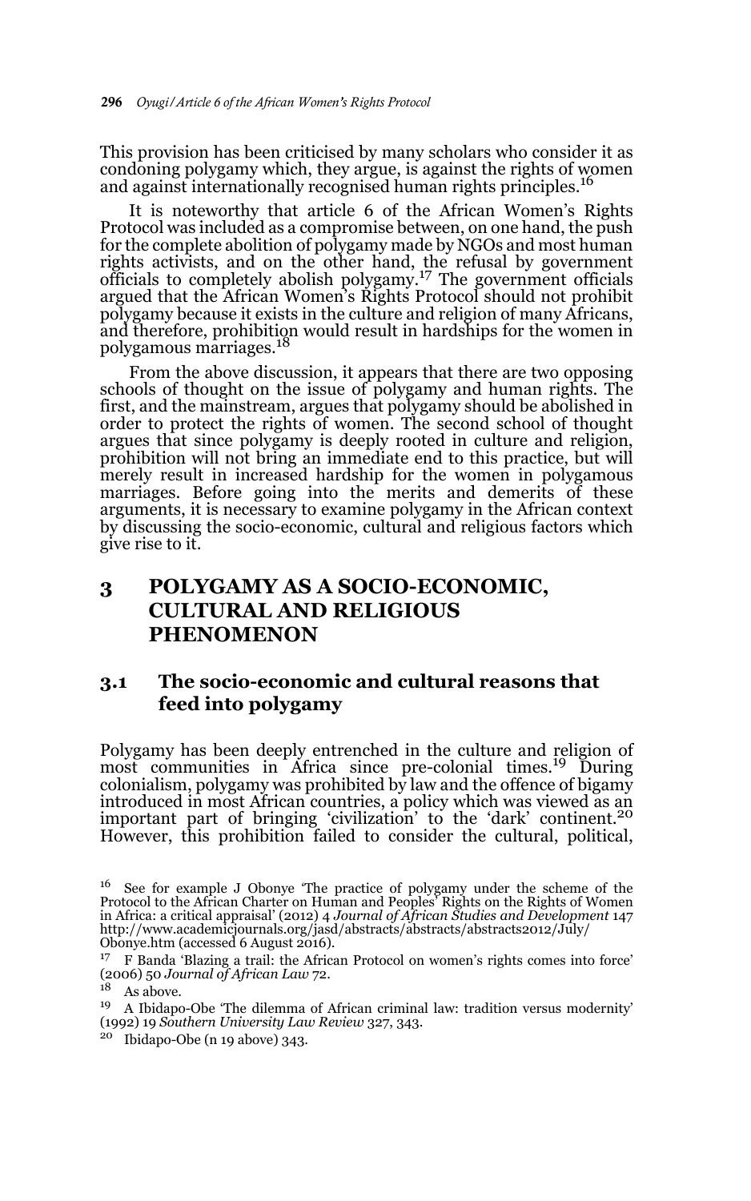This provision has been criticised by many scholars who consider it as condoning polygamy which, they argue, is against the rights of women and against internationally recognised human rights principles.[16]

It is noteworthy that article 6 of the African Women's Rights Protocol was included as a compromise between, on one hand, the push for the complete abolition of polygamy made by NGOs and most human rights activists, and on the other hand, the refusal by government officials to completely abolish polygamy.[17] The government officials argued that the African Women's Rights Protocol should not prohibit polygamy because it exists in the culture and religion of many Africans, and therefore, prohibition would result in hardships for the women in polygamous marriages.[18]

From the above discussion, it appears that there are two opposing schools of thought on the issue of polygamy and human rights. The first, and the mainstream, argues that polygamy should be abolished in order to protect the rights of women. The second school of thought argues that since polygamy is deeply rooted in culture and religion, prohibition will not bring an immediate end to this practice, but will merely result in increased hardship for the women in polygamous marriages. Before going into the merits and demerits of these arguments, it is necessary to examine polygamy in the African context by discussing the socio-economic, cultural and religious factors which give rise to it.

## 3 POLYGAMY AS A SOCIO-ECONOMIC, CULTURAL AND RELIGIOUS PHENOMENON

### 3.1 The socio-economic and cultural reasons that feed into polygamy

Polygamy has been deeply entrenched in the culture and religion of most communities in Africa since pre-colonial times.[19] During colonialism, polygamy was prohibited by law and the offence of bigamy introduced in most African countries, a policy which was viewed as an important part of bringing 'civilization' to the 'dark' continent.[20] However, this prohibition failed to consider the cultural, political,

---

[16] See for example J Obonye 'The practice of polygamy under the scheme of the Protocol to the African Charter on Human and Peoples' Rights on the Rights of Women in Africa: a critical appraisal' (2012) 4 *Journal of African Studies and Development* 147 http://www.academicjournals.org/jasd/abstracts/abstracts/abstracts2012/July/Obonye.htm (accessed 6 August 2016).

[17] F Banda 'Blazing a trail: the African Protocol on women's rights comes into force' (2006) 50 *Journal of African Law* 72.

[18] As above.

[19] A Ibidapo-Obe 'The dilemma of African criminal law: tradition versus modernity' (1992) 19 *Southern University Law Review* 327, 343.

[20] Ibidapo-Obe (n 19 above) 343.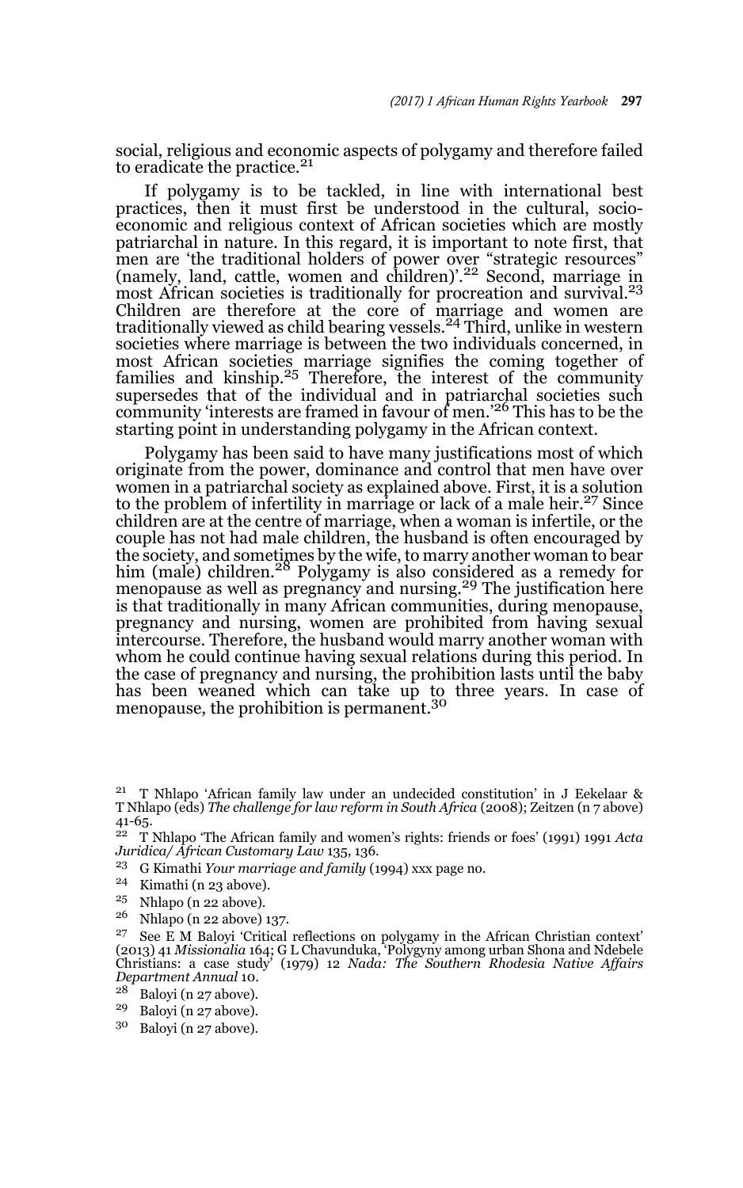social, religious and economic aspects of polygamy and therefore failed to eradicate the practice.[21]

If polygamy is to be tackled, in line with international best practices, then it must first be understood in the cultural, socio-economic and religious context of African societies which are mostly patriarchal in nature. In this regard, it is important to note first, that men are 'the traditional holders of power over "strategic resources" (namely, land, cattle, women and children)'.[22] Second, marriage in most African societies is traditionally for procreation and survival.[23] Children are therefore at the core of marriage and women are traditionally viewed as child bearing vessels.[24] Third, unlike in western societies where marriage is between the two individuals concerned, in most African societies marriage signifies the coming together of families and kinship.[25] Therefore, the interest of the community supersedes that of the individual and in patriarchal societies such community 'interests are framed in favour of men.'[26] This has to be the starting point in understanding polygamy in the African context.

Polygamy has been said to have many justifications most of which originate from the power, dominance and control that men have over women in a patriarchal society as explained above. First, it is a solution to the problem of infertility in marriage or lack of a male heir.[27] Since children are at the centre of marriage, when a woman is infertile, or the couple has not had male children, the husband is often encouraged by the society, and sometimes by the wife, to marry another woman to bear him (male) children.[28] Polygamy is also considered as a remedy for menopause as well as pregnancy and nursing.[29] The justification here is that traditionally in many African communities, during menopause, pregnancy and nursing, women are prohibited from having sexual intercourse. Therefore, the husband would marry another woman with whom he could continue having sexual relations during this period. In the case of pregnancy and nursing, the prohibition lasts until the baby has been weaned which can take up to three years. In case of menopause, the prohibition is permanent.[30]

---

[21] T Nhlapo 'African family law under an undecided constitution' in J Eekelaar & T Nhlapo (eds) *The challenge for law reform in South Africa* (2008); Zeitzen (n 7 above) 41-65.

[22] T Nhlapo 'The African family and women's rights: friends or foes' (1991) 1991 *Acta Juridica/ African Customary Law* 135, 136.

[23] G Kimathi *Your marriage and family* (1994) xxx page no.

[24] Kimathi (n 23 above).

[25] Nhlapo (n 22 above).

[26] Nhlapo (n 22 above) 137.

[27] See E M Baloyi 'Critical reflections on polygamy in the African Christian context' (2013) 41 *Missionalia* 164; G L Chavunduka, 'Polygyny among urban Shona and Ndebele Christians: a case study' (1979) 12 *Nada: The Southern Rhodesia Native Affairs Department Annual* 10.

[28] Baloyi (n 27 above).

[29] Baloyi (n 27 above).

[30] Baloyi (n 27 above).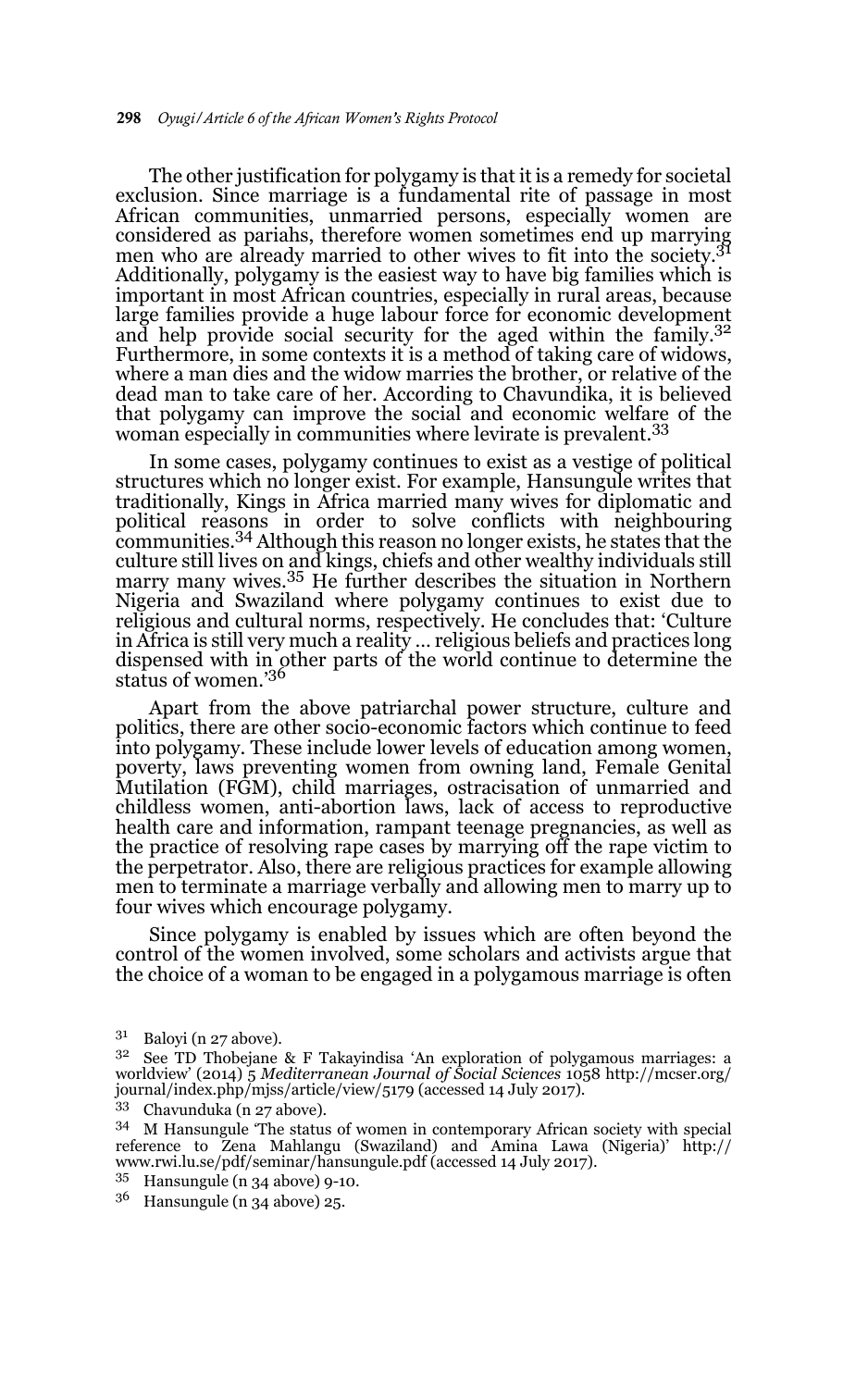The other justification for polygamy is that it is a remedy for societal exclusion. Since marriage is a fundamental rite of passage in most African communities, unmarried persons, especially women are considered as pariahs, therefore women sometimes end up marrying men who are already married to other wives to fit into the society.[31] Additionally, polygamy is the easiest way to have big families which is important in most African countries, especially in rural areas, because large families provide a huge labour force for economic development and help provide social security for the aged within the family.[32] Furthermore, in some contexts it is a method of taking care of widows, where a man dies and the widow marries the brother, or relative of the dead man to take care of her. According to Chavundika, it is believed that polygamy can improve the social and economic welfare of the woman especially in communities where levirate is prevalent.[33]

In some cases, polygamy continues to exist as a vestige of political structures which no longer exist. For example, Hansungule writes that traditionally, Kings in Africa married many wives for diplomatic and political reasons in order to solve conflicts with neighbouring communities.[34] Although this reason no longer exists, he states that the culture still lives on and kings, chiefs and other wealthy individuals still marry many wives.[35] He further describes the situation in Northern Nigeria and Swaziland where polygamy continues to exist due to religious and cultural norms, respectively. He concludes that: 'Culture in Africa is still very much a reality … religious beliefs and practices long dispensed with in other parts of the world continue to determine the status of women.'[36]

Apart from the above patriarchal power structure, culture and politics, there are other socio-economic factors which continue to feed into polygamy. These include lower levels of education among women, poverty, laws preventing women from owning land, Female Genital Mutilation (FGM), child marriages, ostracisation of unmarried and childless women, anti-abortion laws, lack of access to reproductive health care and information, rampant teenage pregnancies, as well as the practice of resolving rape cases by marrying off the rape victim to the perpetrator. Also, there are religious practices for example allowing men to terminate a marriage verbally and allowing men to marry up to four wives which encourage polygamy.

Since polygamy is enabled by issues which are often beyond the control of the women involved, some scholars and activists argue that the choice of a woman to be engaged in a polygamous marriage is often

---

31 Baloyi (n 27 above).

32 See TD Thobejane & F Takayindisa 'An exploration of polygamous marriages: a worldview' (2014) 5 *Mediterranean Journal of Social Sciences* 1058 http://mcser.org/journal/index.php/mjss/article/view/5179 (accessed 14 July 2017).

33 Chavunduka (n 27 above).

34 M Hansungule 'The status of women in contemporary African society with special reference to Zena Mahlangu (Swaziland) and Amina Lawa (Nigeria)' http://www.rwi.lu.se/pdf/seminar/hansungule.pdf (accessed 14 July 2017).

35 Hansungule (n 34 above) 9-10.

36 Hansungule (n 34 above) 25.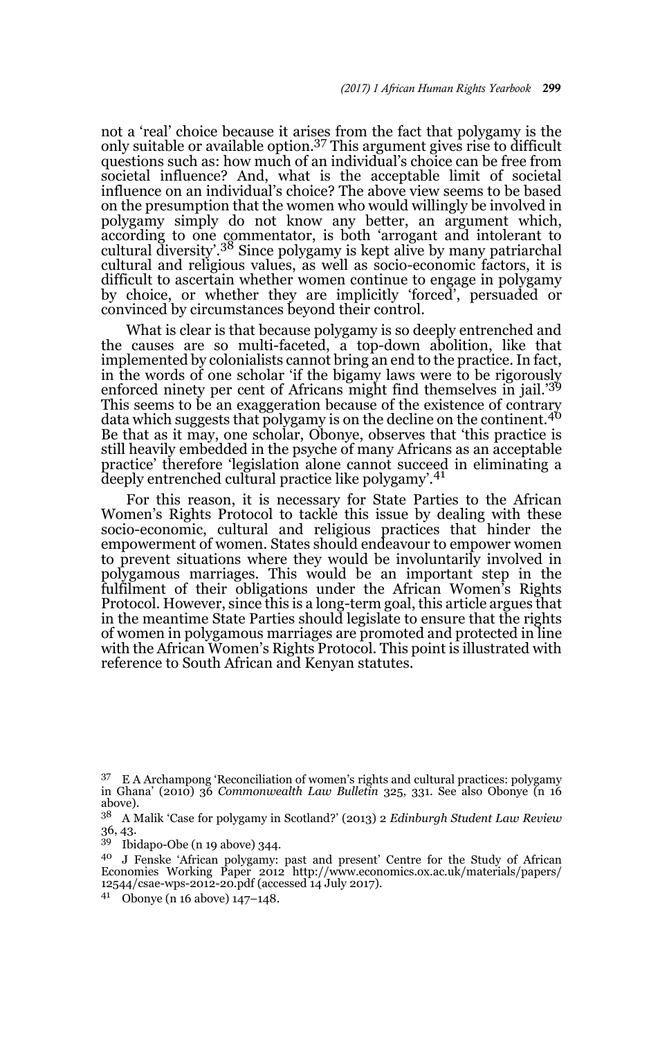not a 'real' choice because it arises from the fact that polygamy is the only suitable or available option.[37] This argument gives rise to difficult questions such as: how much of an individual's choice can be free from societal influence? And, what is the acceptable limit of societal influence on an individual's choice? The above view seems to be based on the presumption that the women who would willingly be involved in polygamy simply do not know any better, an argument which, according to one commentator, is both 'arrogant and intolerant to cultural diversity'.[38] Since polygamy is kept alive by many patriarchal cultural and religious values, as well as socio-economic factors, it is difficult to ascertain whether women continue to engage in polygamy by choice, or whether they are implicitly 'forced', persuaded or convinced by circumstances beyond their control.

What is clear is that because polygamy is so deeply entrenched and the causes are so multi-faceted, a top-down abolition, like that implemented by colonialists cannot bring an end to the practice. In fact, in the words of one scholar 'if the bigamy laws were to be rigorously enforced ninety per cent of Africans might find themselves in jail.'[39] This seems to be an exaggeration because of the existence of contrary data which suggests that polygamy is on the decline on the continent.[40] Be that as it may, one scholar, Obonye, observes that 'this practice is still heavily embedded in the psyche of many Africans as an acceptable practice' therefore 'legislation alone cannot succeed in eliminating a deeply entrenched cultural practice like polygamy'.[41]

For this reason, it is necessary for State Parties to the African Women's Rights Protocol to tackle this issue by dealing with these socio-economic, cultural and religious practices that hinder the empowerment of women. States should endeavour to empower women to prevent situations where they would be involuntarily involved in polygamous marriages. This would be an important step in the fulfilment of their obligations under the African Women's Rights Protocol. However, since this is a long-term goal, this article argues that in the meantime State Parties should legislate to ensure that the rights of women in polygamous marriages are promoted and protected in line with the African Women's Rights Protocol. This point is illustrated with reference to South African and Kenyan statutes.

---

[37] E A Archampong 'Reconciliation of women's rights and cultural practices: polygamy in Ghana' (2010) 36 *Commonwealth Law Bulletin* 325, 331. See also Obonye (n 16 above).

[38] A Malik 'Case for polygamy in Scotland?' (2013) 2 *Edinburgh Student Law Review* 36, 43.

[39] Ibidapo-Obe (n 19 above) 344.

[40] J Fenske 'African polygamy: past and present' Centre for the Study of African Economies Working Paper 2012 http://www.economics.ox.ac.uk/materials/papers/12544/csae-wps-2012-20.pdf (accessed 14 July 2017).

[41] Obonye (n 16 above) 147–148.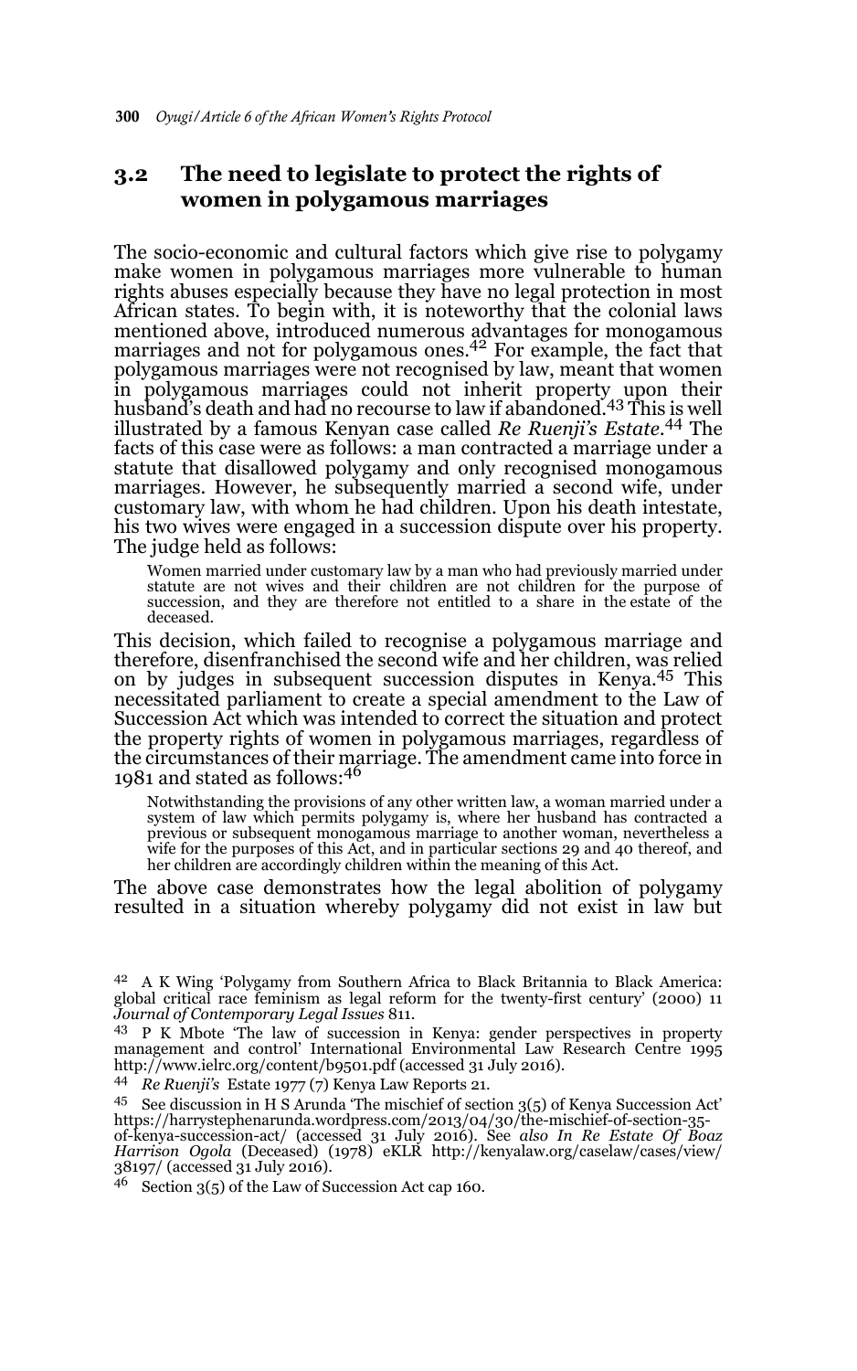## 3.2 The need to legislate to protect the rights of women in polygamous marriages

The socio-economic and cultural factors which give rise to polygamy make women in polygamous marriages more vulnerable to human rights abuses especially because they have no legal protection in most African states. To begin with, it is noteworthy that the colonial laws mentioned above, introduced numerous advantages for monogamous marriages and not for polygamous ones.[42] For example, the fact that polygamous marriages were not recognised by law, meant that women in polygamous marriages could not inherit property upon their husband's death and had no recourse to law if abandoned.[43] This is well illustrated by a famous Kenyan case called *Re Ruenji's Estate*.[44] The facts of this case were as follows: a man contracted a marriage under a statute that disallowed polygamy and only recognised monogamous marriages. However, he subsequently married a second wife, under customary law, with whom he had children. Upon his death intestate, his two wives were engaged in a succession dispute over his property. The judge held as follows:

> Women married under customary law by a man who had previously married under statute are not wives and their children are not children for the purpose of succession, and they are therefore not entitled to a share in the estate of the deceased.

This decision, which failed to recognise a polygamous marriage and therefore, disenfranchised the second wife and her children, was relied on by judges in subsequent succession disputes in Kenya.[45] This necessitated parliament to create a special amendment to the Law of Succession Act which was intended to correct the situation and protect the property rights of women in polygamous marriages, regardless of the circumstances of their marriage. The amendment came into force in 1981 and stated as follows:[46]

> Notwithstanding the provisions of any other written law, a woman married under a system of law which permits polygamy is, where her husband has contracted a previous or subsequent monogamous marriage to another woman, nevertheless a wife for the purposes of this Act, and in particular sections 29 and 40 thereof, and her children are accordingly children within the meaning of this Act.

The above case demonstrates how the legal abolition of polygamy resulted in a situation whereby polygamy did not exist in law but

---

[42] A K Wing 'Polygamy from Southern Africa to Black Britannia to Black America: global critical race feminism as legal reform for the twenty-first century' (2000) 11 *Journal of Contemporary Legal Issues* 811.

[43] P K Mbote 'The law of succession in Kenya: gender perspectives in property management and control' International Environmental Law Research Centre 1995 http://www.ielrc.org/content/b9501.pdf (accessed 31 July 2016).

[44] *Re Ruenji's* Estate 1977 (7) Kenya Law Reports 21.

[45] See discussion in H S Arunda 'The mischief of section 3(5) of Kenya Succession Act' https://harrystephenarunda.wordpress.com/2013/04/30/the-mischief-of-section-35-of-kenya-succession-act/ (accessed 31 July 2016). See *also In Re Estate Of Boaz Harrison Ogola* (Deceased) (1978) eKLR http://kenyalaw.org/caselaw/cases/view/38197/ (accessed 31 July 2016).

[46] Section 3(5) of the Law of Succession Act cap 160.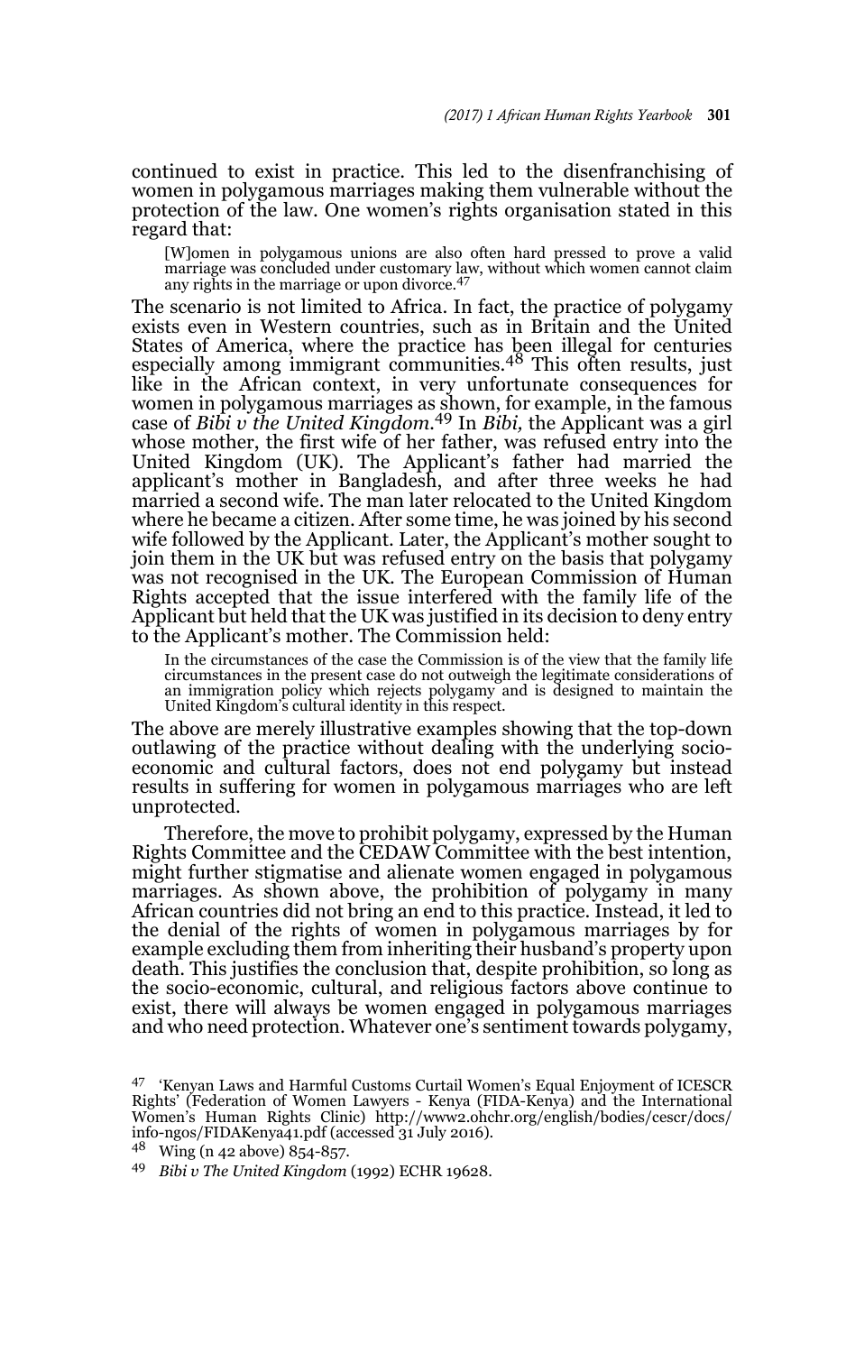continued to exist in practice. This led to the disenfranchising of women in polygamous marriages making them vulnerable without the protection of the law. One women's rights organisation stated in this regard that:

> [W]omen in polygamous unions are also often hard pressed to prove a valid marriage was concluded under customary law, without which women cannot claim any rights in the marriage or upon divorce.[47]

The scenario is not limited to Africa. In fact, the practice of polygamy exists even in Western countries, such as in Britain and the United States of America, where the practice has been illegal for centuries especially among immigrant communities.[48] This often results, just like in the African context, in very unfortunate consequences for women in polygamous marriages as shown, for example, in the famous case of *Bibi v the United Kingdom*.[49] In *Bibi,* the Applicant was a girl whose mother, the first wife of her father, was refused entry into the United Kingdom (UK). The Applicant's father had married the applicant's mother in Bangladesh, and after three weeks he had married a second wife. The man later relocated to the United Kingdom where he became a citizen. After some time, he was joined by his second wife followed by the Applicant. Later, the Applicant's mother sought to join them in the UK but was refused entry on the basis that polygamy was not recognised in the UK. The European Commission of Human Rights accepted that the issue interfered with the family life of the Applicant but held that the UK was justified in its decision to deny entry to the Applicant's mother. The Commission held:

> In the circumstances of the case the Commission is of the view that the family life circumstances in the present case do not outweigh the legitimate considerations of an immigration policy which rejects polygamy and is designed to maintain the United Kingdom's cultural identity in this respect.

The above are merely illustrative examples showing that the top-down outlawing of the practice without dealing with the underlying socio-economic and cultural factors, does not end polygamy but instead results in suffering for women in polygamous marriages who are left unprotected.

Therefore, the move to prohibit polygamy, expressed by the Human Rights Committee and the CEDAW Committee with the best intention, might further stigmatise and alienate women engaged in polygamous marriages. As shown above, the prohibition of polygamy in many African countries did not bring an end to this practice. Instead, it led to the denial of the rights of women in polygamous marriages by for example excluding them from inheriting their husband's property upon death. This justifies the conclusion that, despite prohibition, so long as the socio-economic, cultural, and religious factors above continue to exist, there will always be women engaged in polygamous marriages and who need protection. Whatever one's sentiment towards polygamy,

---

[47] 'Kenyan Laws and Harmful Customs Curtail Women's Equal Enjoyment of ICESCR Rights' (Federation of Women Lawyers - Kenya (FIDA-Kenya) and the International Women's Human Rights Clinic) http://www2.ohchr.org/english/bodies/cescr/docs/info-ngos/FIDAKenya41.pdf (accessed 31 July 2016).

[48] Wing (n 42 above) 854-857.

[49] *Bibi v The United Kingdom* (1992) ECHR 19628.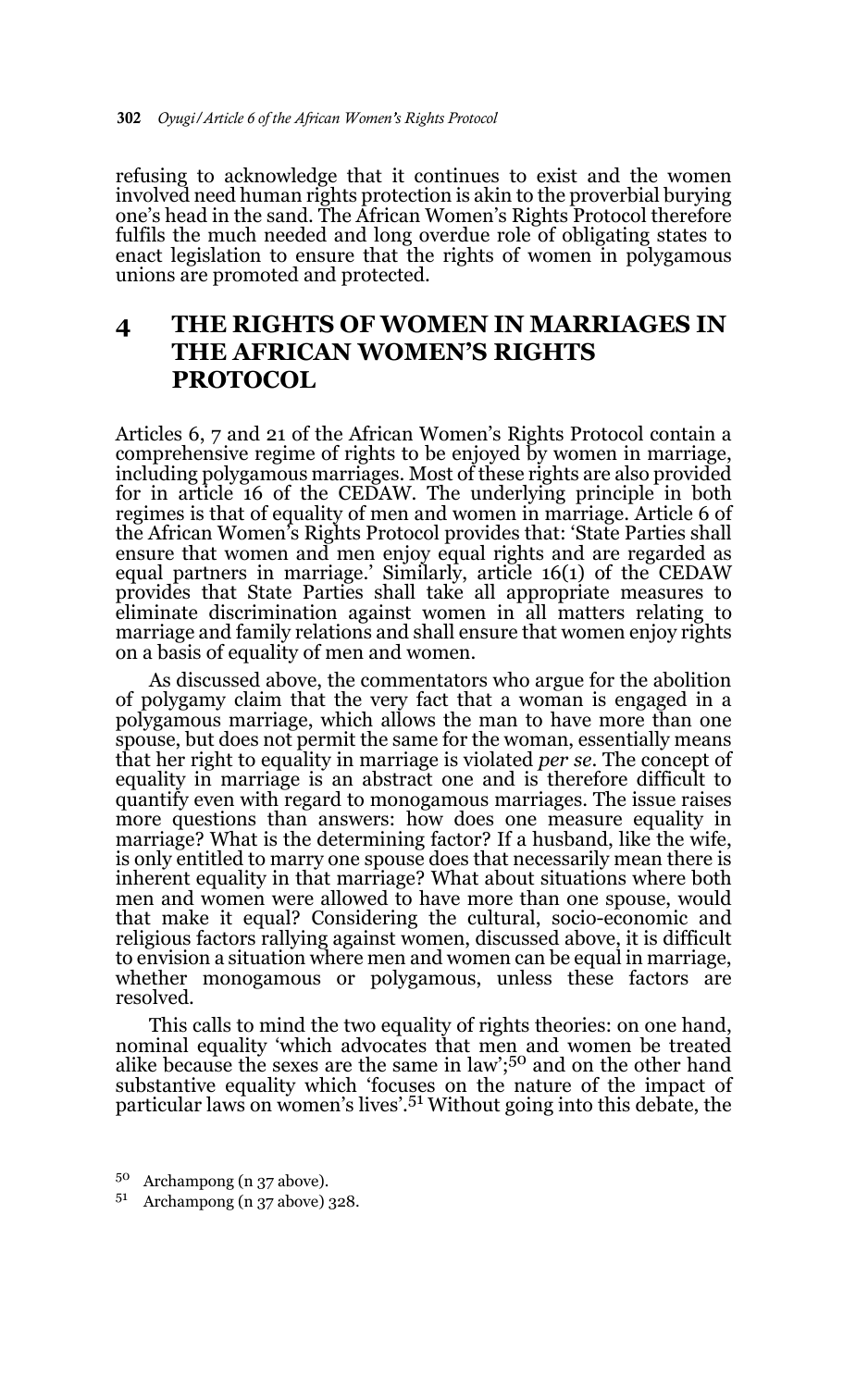refusing to acknowledge that it continues to exist and the women involved need human rights protection is akin to the proverbial burying one's head in the sand. The African Women's Rights Protocol therefore fulfils the much needed and long overdue role of obligating states to enact legislation to ensure that the rights of women in polygamous unions are promoted and protected.

## 4 THE RIGHTS OF WOMEN IN MARRIAGES IN THE AFRICAN WOMEN'S RIGHTS PROTOCOL

Articles 6, 7 and 21 of the African Women's Rights Protocol contain a comprehensive regime of rights to be enjoyed by women in marriage, including polygamous marriages. Most of these rights are also provided for in article 16 of the CEDAW. The underlying principle in both regimes is that of equality of men and women in marriage. Article 6 of the African Women's Rights Protocol provides that: 'State Parties shall ensure that women and men enjoy equal rights and are regarded as equal partners in marriage.' Similarly, article 16(1) of the CEDAW provides that State Parties shall take all appropriate measures to eliminate discrimination against women in all matters relating to marriage and family relations and shall ensure that women enjoy rights on a basis of equality of men and women.

As discussed above, the commentators who argue for the abolition of polygamy claim that the very fact that a woman is engaged in a polygamous marriage, which allows the man to have more than one spouse, but does not permit the same for the woman, essentially means that her right to equality in marriage is violated *per se*. The concept of equality in marriage is an abstract one and is therefore difficult to quantify even with regard to monogamous marriages. The issue raises more questions than answers: how does one measure equality in marriage? What is the determining factor? If a husband, like the wife, is only entitled to marry one spouse does that necessarily mean there is inherent equality in that marriage? What about situations where both men and women were allowed to have more than one spouse, would that make it equal? Considering the cultural, socio-economic and religious factors rallying against women, discussed above, it is difficult to envision a situation where men and women can be equal in marriage, whether monogamous or polygamous, unless these factors are resolved.

This calls to mind the two equality of rights theories: on one hand, nominal equality 'which advocates that men and women be treated alike because the sexes are the same in law';[50] and on the other hand substantive equality which 'focuses on the nature of the impact of particular laws on women's lives'.[51] Without going into this debate, the

[50] Archampong (n 37 above).

[51] Archampong (n 37 above) 328.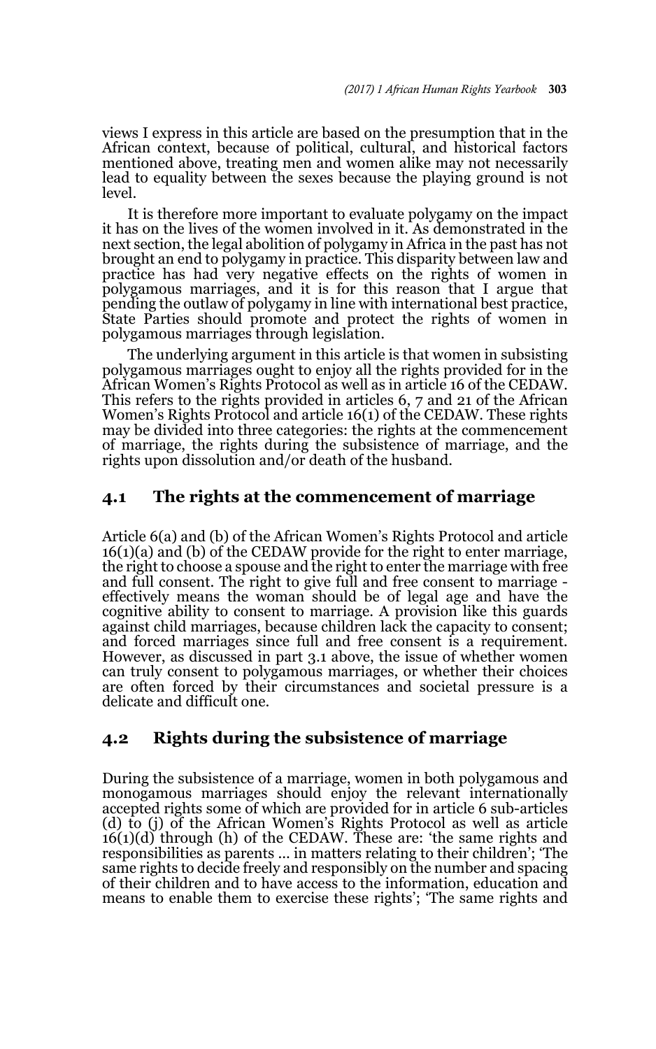views I express in this article are based on the presumption that in the African context, because of political, cultural, and historical factors mentioned above, treating men and women alike may not necessarily lead to equality between the sexes because the playing ground is not level.

It is therefore more important to evaluate polygamy on the impact it has on the lives of the women involved in it. As demonstrated in the next section, the legal abolition of polygamy in Africa in the past has not brought an end to polygamy in practice. This disparity between law and practice has had very negative effects on the rights of women in polygamous marriages, and it is for this reason that I argue that pending the outlaw of polygamy in line with international best practice, State Parties should promote and protect the rights of women in polygamous marriages through legislation.

The underlying argument in this article is that women in subsisting polygamous marriages ought to enjoy all the rights provided for in the African Women's Rights Protocol as well as in article 16 of the CEDAW. This refers to the rights provided in articles 6, 7 and 21 of the African Women's Rights Protocol and article 16(1) of the CEDAW. These rights may be divided into three categories: the rights at the commencement of marriage, the rights during the subsistence of marriage, and the rights upon dissolution and/or death of the husband.

## 4.1 The rights at the commencement of marriage

Article 6(a) and (b) of the African Women's Rights Protocol and article 16(1)(a) and (b) of the CEDAW provide for the right to enter marriage, the right to choose a spouse and the right to enter the marriage with free and full consent. The right to give full and free consent to marriage - effectively means the woman should be of legal age and have the cognitive ability to consent to marriage. A provision like this guards against child marriages, because children lack the capacity to consent; and forced marriages since full and free consent is a requirement. However, as discussed in part 3.1 above, the issue of whether women can truly consent to polygamous marriages, or whether their choices are often forced by their circumstances and societal pressure is a delicate and difficult one.

## 4.2 Rights during the subsistence of marriage

During the subsistence of a marriage, women in both polygamous and monogamous marriages should enjoy the relevant internationally accepted rights some of which are provided for in article 6 sub-articles (d) to (j) of the African Women's Rights Protocol as well as article 16(1)(d) through (h) of the CEDAW. These are: 'the same rights and responsibilities as parents ... in matters relating to their children'; 'The same rights to decide freely and responsibly on the number and spacing of their children and to have access to the information, education and means to enable them to exercise these rights'; 'The same rights and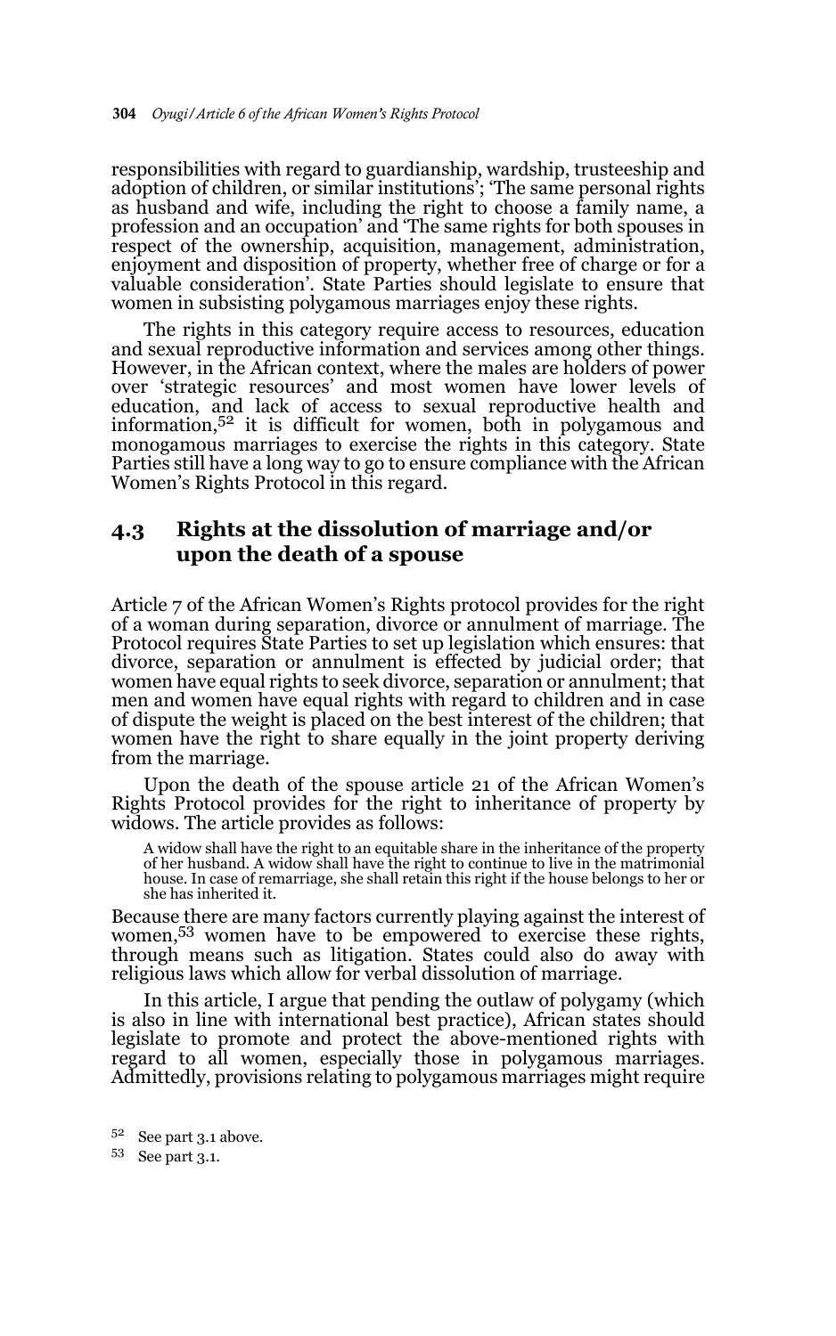responsibilities with regard to guardianship, wardship, trusteeship and adoption of children, or similar institutions'; 'The same personal rights as husband and wife, including the right to choose a family name, a profession and an occupation' and 'The same rights for both spouses in respect of the ownership, acquisition, management, administration, enjoyment and disposition of property, whether free of charge or for a valuable consideration'. State Parties should legislate to ensure that women in subsisting polygamous marriages enjoy these rights.

The rights in this category require access to resources, education and sexual reproductive information and services among other things. However, in the African context, where the males are holders of power over 'strategic resources' and most women have lower levels of education, and lack of access to sexual reproductive health and information,[52] it is difficult for women, both in polygamous and monogamous marriages to exercise the rights in this category. State Parties still have a long way to go to ensure compliance with the African Women's Rights Protocol in this regard.

### 4.3 Rights at the dissolution of marriage and/or upon the death of a spouse

Article 7 of the African Women's Rights protocol provides for the right of a woman during separation, divorce or annulment of marriage. The Protocol requires State Parties to set up legislation which ensures: that divorce, separation or annulment is effected by judicial order; that women have equal rights to seek divorce, separation or annulment; that men and women have equal rights with regard to children and in case of dispute the weight is placed on the best interest of the children; that women have the right to share equally in the joint property deriving from the marriage.

Upon the death of the spouse article 21 of the African Women's Rights Protocol provides for the right to inheritance of property by widows. The article provides as follows:

> A widow shall have the right to an equitable share in the inheritance of the property of her husband. A widow shall have the right to continue to live in the matrimonial house. In case of remarriage, she shall retain this right if the house belongs to her or she has inherited it.

Because there are many factors currently playing against the interest of women,[53] women have to be empowered to exercise these rights, through means such as litigation. States could also do away with religious laws which allow for verbal dissolution of marriage.

In this article, I argue that pending the outlaw of polygamy (which is also in line with international best practice), African states should legislate to promote and protect the above-mentioned rights with regard to all women, especially those in polygamous marriages. Admittedly, provisions relating to polygamous marriages might require

[52] See part 3.1 above.

[53] See part 3.1.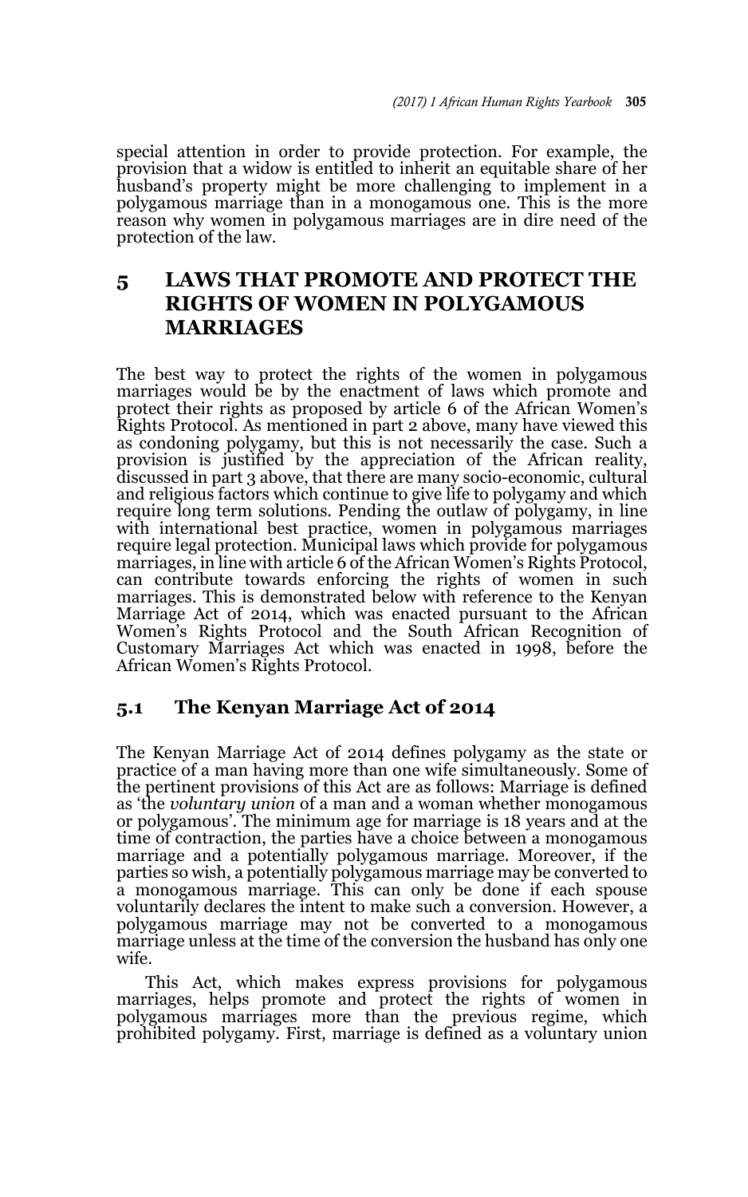special attention in order to provide protection. For example, the provision that a widow is entitled to inherit an equitable share of her husband's property might be more challenging to implement in a polygamous marriage than in a monogamous one. This is the more reason why women in polygamous marriages are in dire need of the protection of the law.

## 5 LAWS THAT PROMOTE AND PROTECT THE RIGHTS OF WOMEN IN POLYGAMOUS MARRIAGES

The best way to protect the rights of the women in polygamous marriages would be by the enactment of laws which promote and protect their rights as proposed by article 6 of the African Women's Rights Protocol. As mentioned in part 2 above, many have viewed this as condoning polygamy, but this is not necessarily the case. Such a provision is justified by the appreciation of the African reality, discussed in part 3 above, that there are many socio-economic, cultural and religious factors which continue to give life to polygamy and which require long term solutions. Pending the outlaw of polygamy, in line with international best practice, women in polygamous marriages require legal protection. Municipal laws which provide for polygamous marriages, in line with article 6 of the African Women's Rights Protocol, can contribute towards enforcing the rights of women in such marriages. This is demonstrated below with reference to the Kenyan Marriage Act of 2014, which was enacted pursuant to the African Women's Rights Protocol and the South African Recognition of Customary Marriages Act which was enacted in 1998, before the African Women's Rights Protocol.

### 5.1 The Kenyan Marriage Act of 2014

The Kenyan Marriage Act of 2014 defines polygamy as the state or practice of a man having more than one wife simultaneously. Some of the pertinent provisions of this Act are as follows: Marriage is defined as 'the *voluntary union* of a man and a woman whether monogamous or polygamous'. The minimum age for marriage is 18 years and at the time of contraction, the parties have a choice between a monogamous marriage and a potentially polygamous marriage. Moreover, if the parties so wish, a potentially polygamous marriage may be converted to a monogamous marriage. This can only be done if each spouse voluntarily declares the intent to make such a conversion. However, a polygamous marriage may not be converted to a monogamous marriage unless at the time of the conversion the husband has only one wife.

This Act, which makes express provisions for polygamous marriages, helps promote and protect the rights of women in polygamous marriages more than the previous regime, which prohibited polygamy. First, marriage is defined as a voluntary union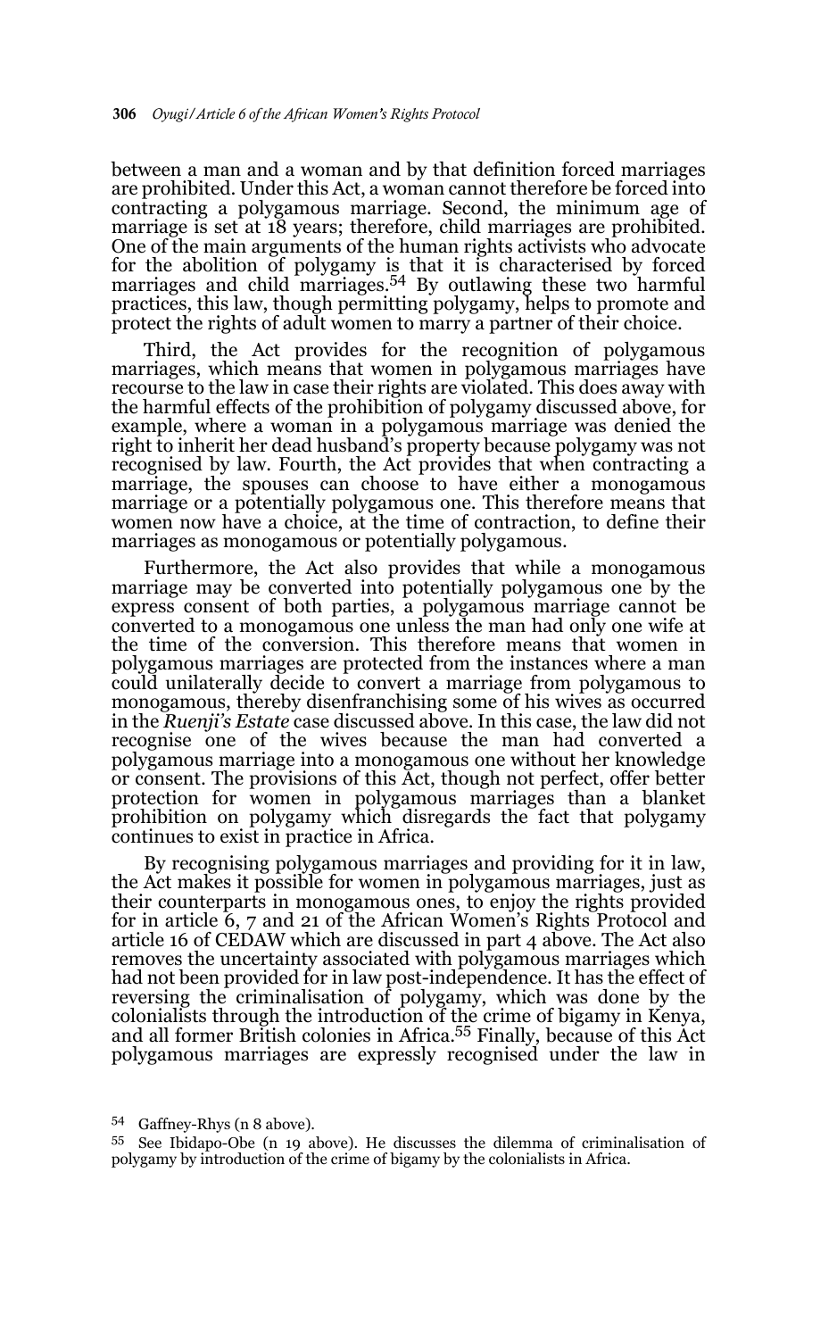between a man and a woman and by that definition forced marriages are prohibited. Under this Act, a woman cannot therefore be forced into contracting a polygamous marriage. Second, the minimum age of marriage is set at 18 years; therefore, child marriages are prohibited. One of the main arguments of the human rights activists who advocate for the abolition of polygamy is that it is characterised by forced marriages and child marriages.[54] By outlawing these two harmful practices, this law, though permitting polygamy, helps to promote and protect the rights of adult women to marry a partner of their choice.

Third, the Act provides for the recognition of polygamous marriages, which means that women in polygamous marriages have recourse to the law in case their rights are violated. This does away with the harmful effects of the prohibition of polygamy discussed above, for example, where a woman in a polygamous marriage was denied the right to inherit her dead husband's property because polygamy was not recognised by law. Fourth, the Act provides that when contracting a marriage, the spouses can choose to have either a monogamous marriage or a potentially polygamous one. This therefore means that women now have a choice, at the time of contraction, to define their marriages as monogamous or potentially polygamous.

Furthermore, the Act also provides that while a monogamous marriage may be converted into potentially polygamous one by the express consent of both parties, a polygamous marriage cannot be converted to a monogamous one unless the man had only one wife at the time of the conversion. This therefore means that women in polygamous marriages are protected from the instances where a man could unilaterally decide to convert a marriage from polygamous to monogamous, thereby disenfranchising some of his wives as occurred in the *Ruenji's Estate* case discussed above. In this case, the law did not recognise one of the wives because the man had converted a polygamous marriage into a monogamous one without her knowledge or consent. The provisions of this Act, though not perfect, offer better protection for women in polygamous marriages than a blanket prohibition on polygamy which disregards the fact that polygamy continues to exist in practice in Africa.

By recognising polygamous marriages and providing for it in law, the Act makes it possible for women in polygamous marriages, just as their counterparts in monogamous ones, to enjoy the rights provided for in article 6, 7 and 21 of the African Women's Rights Protocol and article 16 of CEDAW which are discussed in part 4 above. The Act also removes the uncertainty associated with polygamous marriages which had not been provided for in law post-independence. It has the effect of reversing the criminalisation of polygamy, which was done by the colonialists through the introduction of the crime of bigamy in Kenya, and all former British colonies in Africa.[55] Finally, because of this Act polygamous marriages are expressly recognised under the law in

---

[54] Gaffney-Rhys (n 8 above).

[55] See Ibidapo-Obe (n 19 above). He discusses the dilemma of criminalisation of polygamy by introduction of the crime of bigamy by the colonialists in Africa.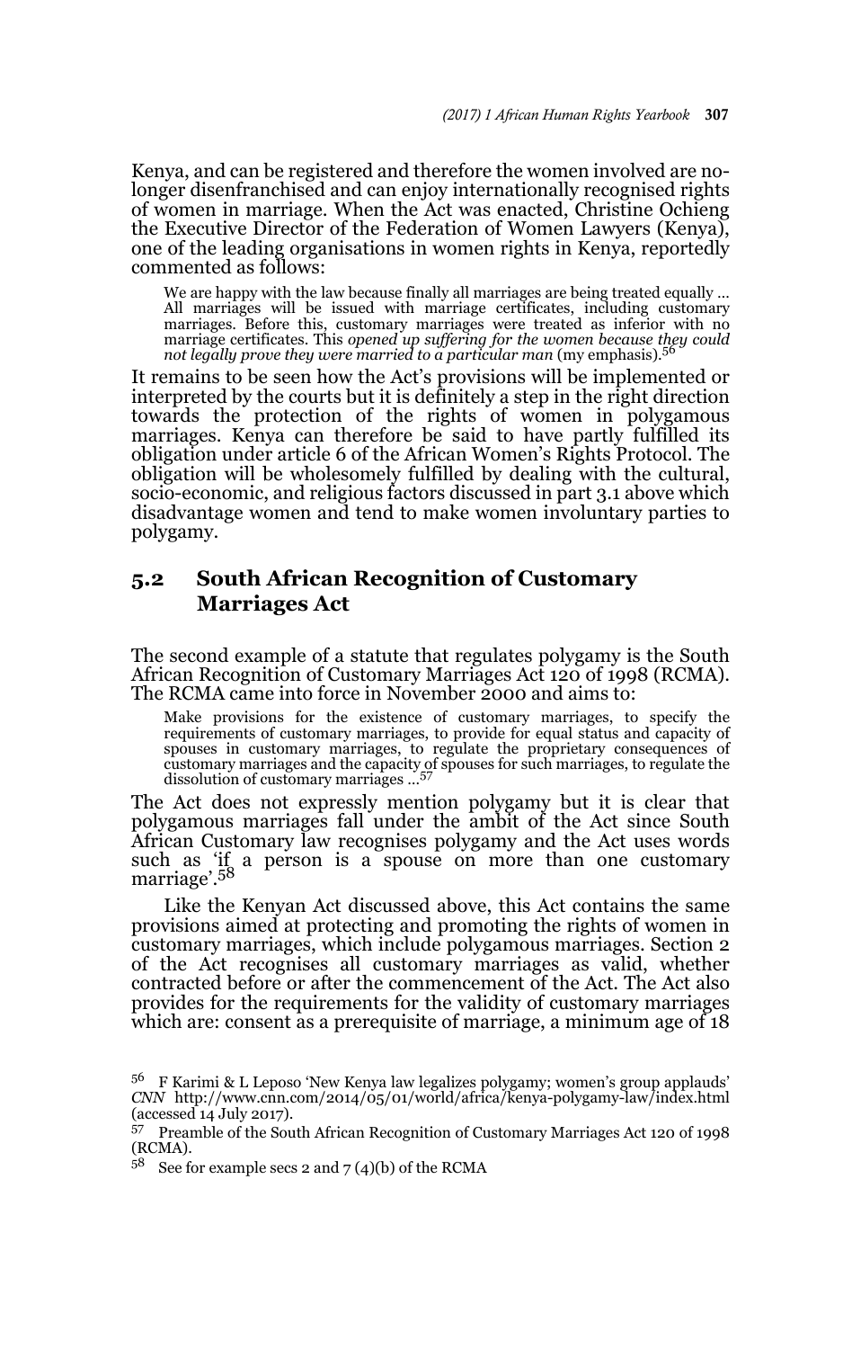Kenya, and can be registered and therefore the women involved are no-longer disenfranchised and can enjoy internationally recognised rights of women in marriage. When the Act was enacted, Christine Ochieng the Executive Director of the Federation of Women Lawyers (Kenya), one of the leading organisations in women rights in Kenya, reportedly commented as follows:

> We are happy with the law because finally all marriages are being treated equally … All marriages will be issued with marriage certificates, including customary marriages. Before this, customary marriages were treated as inferior with no marriage certificates. This *opened up suffering for the women because they could not legally prove they were married to a particular man* (my emphasis).[56]

It remains to be seen how the Act's provisions will be implemented or interpreted by the courts but it is definitely a step in the right direction towards the protection of the rights of women in polygamous marriages. Kenya can therefore be said to have partly fulfilled its obligation under article 6 of the African Women's Rights Protocol. The obligation will be wholesomely fulfilled by dealing with the cultural, socio-economic, and religious factors discussed in part 3.1 above which disadvantage women and tend to make women involuntary parties to polygamy.

## 5.2 South African Recognition of Customary Marriages Act

The second example of a statute that regulates polygamy is the South African Recognition of Customary Marriages Act 120 of 1998 (RCMA). The RCMA came into force in November 2000 and aims to:

> Make provisions for the existence of customary marriages, to specify the requirements of customary marriages, to provide for equal status and capacity of spouses in customary marriages, to regulate the proprietary consequences of customary marriages and the capacity of spouses for such marriages, to regulate the dissolution of customary marriages …[57]

The Act does not expressly mention polygamy but it is clear that polygamous marriages fall under the ambit of the Act since South African Customary law recognises polygamy and the Act uses words such as 'if a person is a spouse on more than one customary marriage'.[58]

Like the Kenyan Act discussed above, this Act contains the same provisions aimed at protecting and promoting the rights of women in customary marriages, which include polygamous marriages. Section 2 of the Act recognises all customary marriages as valid, whether contracted before or after the commencement of the Act. The Act also provides for the requirements for the validity of customary marriages which are: consent as a prerequisite of marriage, a minimum age of 18

---

[56] F Karimi & L Leposo 'New Kenya law legalizes polygamy; women's group applauds' *CNN* http://www.cnn.com/2014/05/01/world/africa/kenya-polygamy-law/index.html (accessed 14 July 2017).

[57] Preamble of the South African Recognition of Customary Marriages Act 120 of 1998 (RCMA).

[58] See for example secs 2 and 7 (4)(b) of the RCMA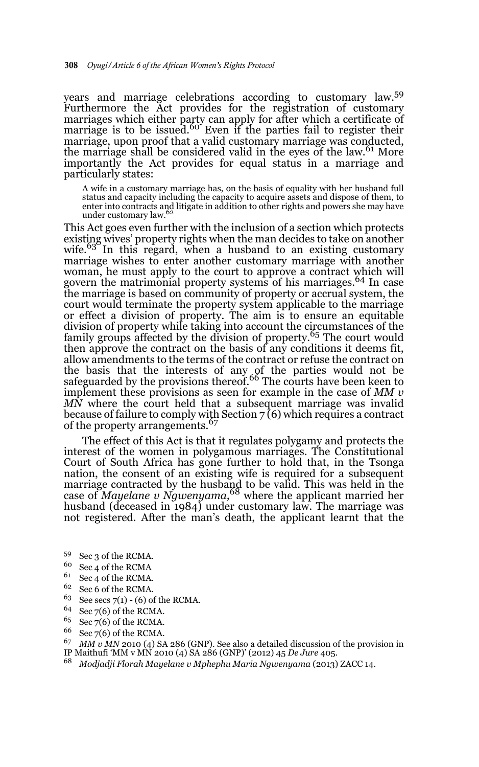years and marriage celebrations according to customary law.[59] Furthermore the Act provides for the registration of customary marriages which either party can apply for after which a certificate of marriage is to be issued.[60] Even if the parties fail to register their marriage, upon proof that a valid customary marriage was conducted, the marriage shall be considered valid in the eyes of the law.[61] More importantly the Act provides for equal status in a marriage and particularly states:

> A wife in a customary marriage has, on the basis of equality with her husband full status and capacity including the capacity to acquire assets and dispose of them, to enter into contracts and litigate in addition to other rights and powers she may have under customary law.[62]

This Act goes even further with the inclusion of a section which protects existing wives' property rights when the man decides to take on another wife.[63] In this regard, when a husband to an existing customary marriage wishes to enter another customary marriage with another woman, he must apply to the court to approve a contract which will govern the matrimonial property systems of his marriages.[64] In case the marriage is based on community of property or accrual system, the court would terminate the property system applicable to the marriage or effect a division of property. The aim is to ensure an equitable division of property while taking into account the circumstances of the family groups affected by the division of property.[65] The court would then approve the contract on the basis of any conditions it deems fit, allow amendments to the terms of the contract or refuse the contract on the basis that the interests of any of the parties would not be safeguarded by the provisions thereof.[66] The courts have been keen to implement these provisions as seen for example in the case of *MM v MN* where the court held that a subsequent marriage was invalid because of failure to comply with Section 7 (6) which requires a contract of the property arrangements.[67]

The effect of this Act is that it regulates polygamy and protects the interest of the women in polygamous marriages. The Constitutional Court of South Africa has gone further to hold that, in the Tsonga nation, the consent of an existing wife is required for a subsequent marriage contracted by the husband to be valid. This was held in the case of *Mayelane v Ngwenyama,*[68] where the applicant married her husband (deceased in 1984) under customary law. The marriage was not registered. After the man's death, the applicant learnt that the

---

[59] Sec 3 of the RCMA.

[60] Sec 4 of the RCMA

[61] Sec 4 of the RCMA.

[62] Sec 6 of the RCMA.

[63] See secs 7(1) - (6) of the RCMA.

[64] Sec 7(6) of the RCMA.

[65] Sec 7(6) of the RCMA.

[66] Sec 7(6) of the RCMA.

[67] *MM v MN* 2010 (4) SA 286 (GNP). See also a detailed discussion of the provision in IP Maithufi 'MM v MN 2010 (4) SA 286 (GNP)' (2012) 45 *De Jure* 405.

[68] *Modjadji Florah Mayelane v Mphephu Maria Ngwenyama* (2013) ZACC 14.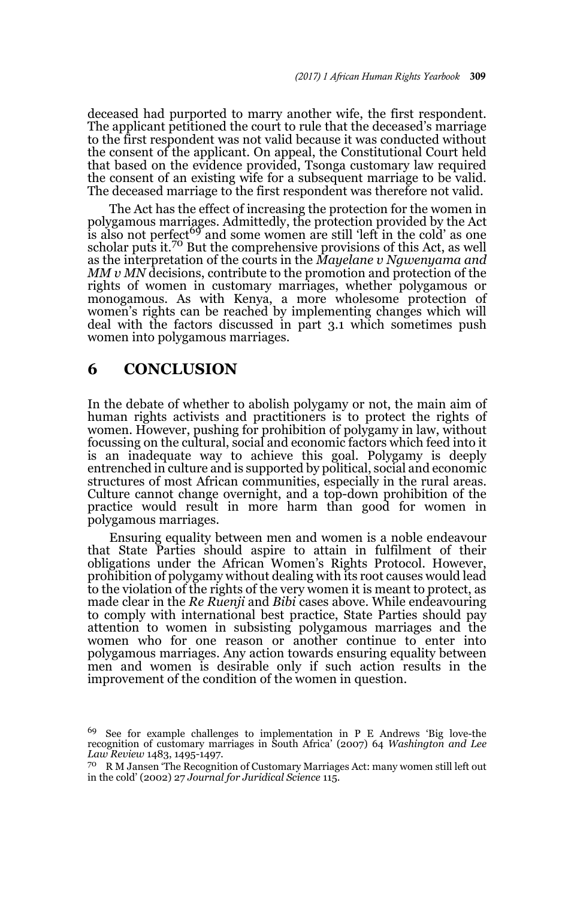deceased had purported to marry another wife, the first respondent. The applicant petitioned the court to rule that the deceased's marriage to the first respondent was not valid because it was conducted without the consent of the applicant. On appeal, the Constitutional Court held that based on the evidence provided, Tsonga customary law required the consent of an existing wife for a subsequent marriage to be valid. The deceased marriage to the first respondent was therefore not valid.

The Act has the effect of increasing the protection for the women in polygamous marriages. Admittedly, the protection provided by the Act is also not perfect[69] and some women are still 'left in the cold' as one scholar puts it.[70] But the comprehensive provisions of this Act, as well as the interpretation of the courts in the *Mayelane v Ngwenyama and MM v MN* decisions, contribute to the promotion and protection of the rights of women in customary marriages, whether polygamous or monogamous. As with Kenya, a more wholesome protection of women's rights can be reached by implementing changes which will deal with the factors discussed in part 3.1 which sometimes push women into polygamous marriages.

## 6 CONCLUSION

In the debate of whether to abolish polygamy or not, the main aim of human rights activists and practitioners is to protect the rights of women. However, pushing for prohibition of polygamy in law, without focussing on the cultural, social and economic factors which feed into it is an inadequate way to achieve this goal. Polygamy is deeply entrenched in culture and is supported by political, social and economic structures of most African communities, especially in the rural areas. Culture cannot change overnight, and a top-down prohibition of the practice would result in more harm than good for women in polygamous marriages.

Ensuring equality between men and women is a noble endeavour that State Parties should aspire to attain in fulfilment of their obligations under the African Women's Rights Protocol. However, prohibition of polygamy without dealing with its root causes would lead to the violation of the rights of the very women it is meant to protect, as made clear in the *Re Ruenji* and *Bibi* cases above. While endeavouring to comply with international best practice, State Parties should pay attention to women in subsisting polygamous marriages and the women who for one reason or another continue to enter into polygamous marriages. Any action towards ensuring equality between men and women is desirable only if such action results in the improvement of the condition of the women in question.

---

[69] See for example challenges to implementation in P E Andrews 'Big love-the recognition of customary marriages in South Africa' (2007) 64 *Washington and Lee Law Review* 1483, 1495-1497.

[70] R M Jansen 'The Recognition of Customary Marriages Act: many women still left out in the cold' (2002) 27 *Journal for Juridical Science* 115.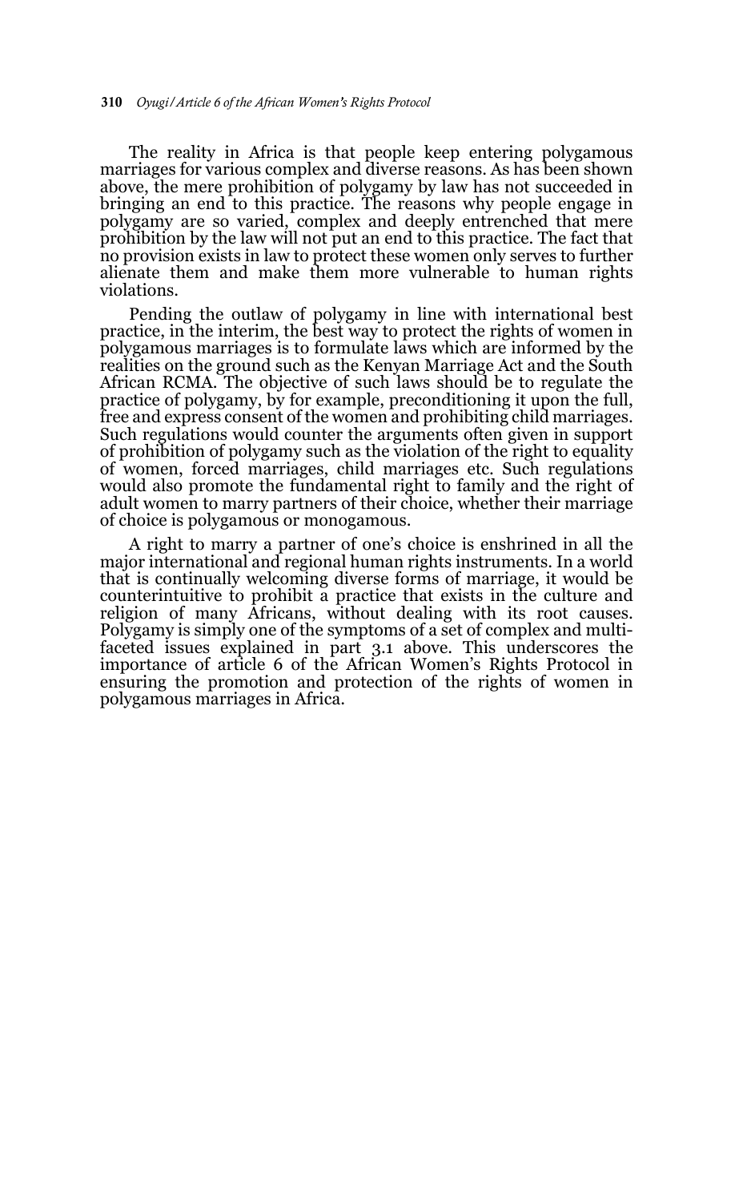The reality in Africa is that people keep entering polygamous marriages for various complex and diverse reasons. As has been shown above, the mere prohibition of polygamy by law has not succeeded in bringing an end to this practice. The reasons why people engage in polygamy are so varied, complex and deeply entrenched that mere prohibition by the law will not put an end to this practice. The fact that no provision exists in law to protect these women only serves to further alienate them and make them more vulnerable to human rights violations.

Pending the outlaw of polygamy in line with international best practice, in the interim, the best way to protect the rights of women in polygamous marriages is to formulate laws which are informed by the realities on the ground such as the Kenyan Marriage Act and the South African RCMA. The objective of such laws should be to regulate the practice of polygamy, by for example, preconditioning it upon the full, free and express consent of the women and prohibiting child marriages. Such regulations would counter the arguments often given in support of prohibition of polygamy such as the violation of the right to equality of women, forced marriages, child marriages etc. Such regulations would also promote the fundamental right to family and the right of adult women to marry partners of their choice, whether their marriage of choice is polygamous or monogamous.

A right to marry a partner of one's choice is enshrined in all the major international and regional human rights instruments. In a world that is continually welcoming diverse forms of marriage, it would be counterintuitive to prohibit a practice that exists in the culture and religion of many Africans, without dealing with its root causes. Polygamy is simply one of the symptoms of a set of complex and multi-faceted issues explained in part 3.1 above. This underscores the importance of article 6 of the African Women's Rights Protocol in ensuring the promotion and protection of the rights of women in polygamous marriages in Africa.